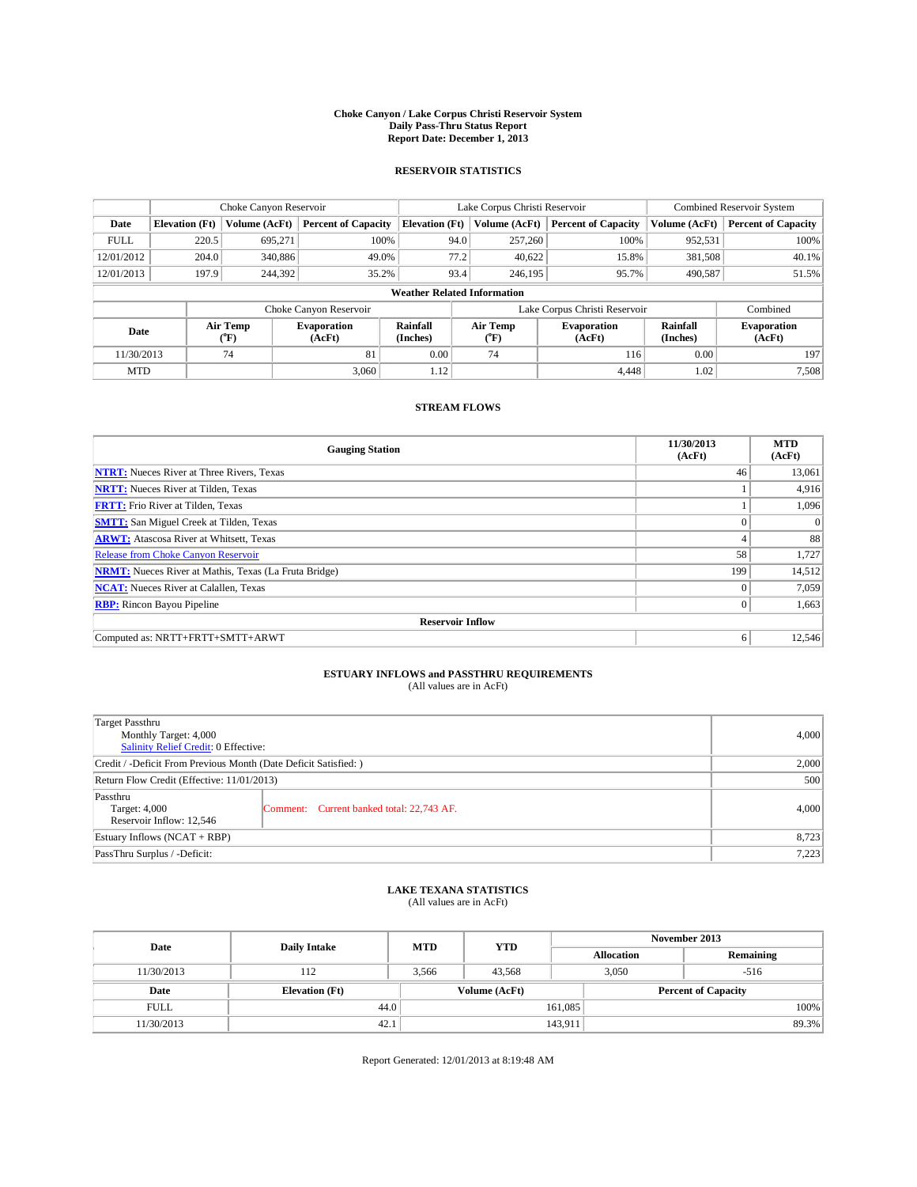# Choke Canyon / Lake Corpus Christi Reservoir System
## Daily Pass-Thru Status Report
### Report Date: December 1, 2013

## RESERVOIR STATISTICS

| | Choke Canyon Reservoir | | | Lake Corpus Christi Reservoir | | | Combined Reservoir System | |
|---|---|---|---|---|---|---|---|---|
| Date | Elevation (Ft) | Volume (AcFt) | Percent of Capacity | Elevation (Ft) | Volume (AcFt) | Percent of Capacity | Volume (AcFt) | Percent of Capacity |
| FULL | 220.5 | 695,271 | 100% | 94.0 | 257,260 | 100% | 952,531 | 100% |
| 12/01/2012 | 204.0 | 340,886 | 49.0% | 77.2 | 40,622 | 15.8% | 381,508 | 40.1% |
| 12/01/2013 | 197.9 | 244,392 | 35.2% | 93.4 | 246,195 | 95.7% | 490,587 | 51.5% |

**Weather Related Information**

| | Choke Canyon Reservoir | | | Lake Corpus Christi Reservoir | | | Combined |
|---|---|---|---|---|---|---|---|
| Date | Air Temp (°F) | Evaporation (AcFt) | Rainfall (Inches) | Air Temp (°F) | Evaporation (AcFt) | Rainfall (Inches) | Evaporation (AcFt) |
| 11/30/2013 | 74 | 81 | 0.00 | 74 | 116 | 0.00 | 197 |
| MTD | | 3,060 | 1.12 | | 4,448 | 1.02 | 7,508 |

## STREAM FLOWS

| Gauging Station | 11/30/2013 (AcFt) | MTD (AcFt) |
|---|---|---|
| **NTRT:** Nueces River at Three Rivers, Texas | 46 | 13,061 |
| **NRTT:** Nueces River at Tilden, Texas | 1 | 4,916 |
| **FRTT:** Frio River at Tilden, Texas | 1 | 1,096 |
| **SMTT:** San Miguel Creek at Tilden, Texas | 0 | 0 |
| **ARWT:** Atascosa River at Whitsett, Texas | 4 | 88 |
| Release from Choke Canyon Reservoir | 58 | 1,727 |
| **NRMT:** Nueces River at Mathis, Texas (La Fruta Bridge) | 199 | 14,512 |
| **NCAT:** Nueces River at Calallen, Texas | 0 | 7,059 |
| **RBP:** Rincon Bayou Pipeline | 0 | 1,663 |
| **Reservoir Inflow** | | |
| Computed as: NRTT+FRTT+SMTT+ARWT | 6 | 12,546 |

## ESTUARY INFLOWS and PASSTHRU REQUIREMENTS
(All values are in AcFt)

| | | |
|---|---|---|
| Target Passthru<br>Monthly Target: 4,000<br>Salinity Relief Credit: 0 Effective: | | 4,000 |
| Credit / -Deficit From Previous Month (Date Deficit Satisfied: ) | | 2,000 |
| Return Flow Credit (Effective: 11/01/2013) | | 500 |
| Passthru<br>Target: 4,000<br>Reservoir Inflow: 12,546 | Comment: Current banked total: 22,743 AF. | 4,000 |
| Estuary Inflows (NCAT + RBP) | | 8,723 |
| PassThru Surplus / -Deficit: | | 7,223 |

## LAKE TEXANA STATISTICS
(All values are in AcFt)

| Date | Daily Intake | MTD | YTD | November 2013 Allocation | November 2013 Remaining |
|---|---|---|---|---|---|
| 11/30/2013 | 112 | 3,566 | 43,568 | 3,050 | -516 |

| Date | Elevation (Ft) | Volume (AcFt) | Percent of Capacity |
|---|---|---|---|
| FULL | 44.0 | 161,085 | 100% |
| 11/30/2013 | 42.1 | 143,911 | 89.3% |

Report Generated: 12/01/2013 at 8:19:48 AM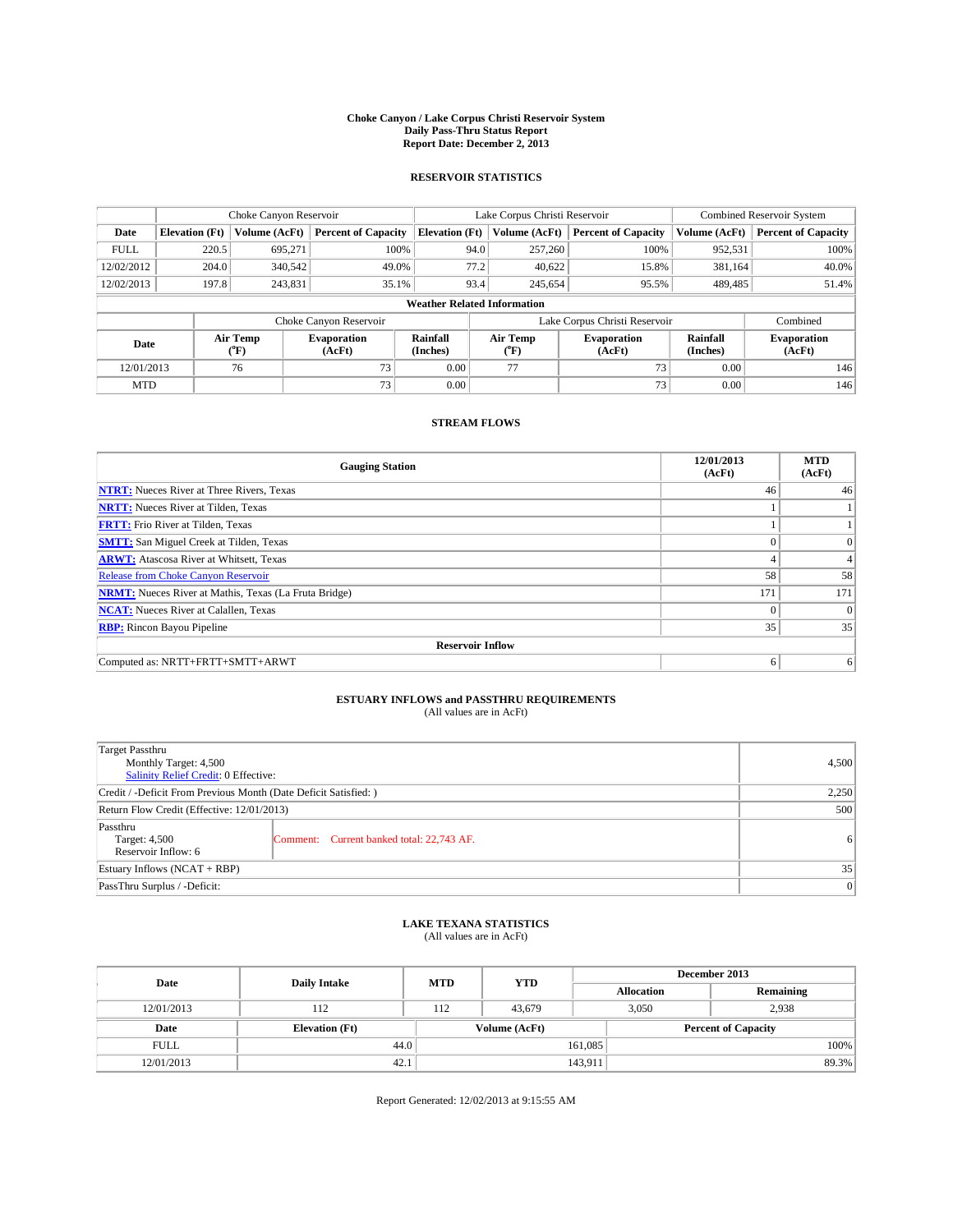# Choke Canyon / Lake Corpus Christi Reservoir System
## Daily Pass-Thru Status Report
## Report Date: December 2, 2013

### RESERVOIR STATISTICS

| | Choke Canyon Reservoir | | | Lake Corpus Christi Reservoir | | | Combined Reservoir System | |
|---|---|---|---|---|---|---|---|---|
| Date | Elevation (Ft) | Volume (AcFt) | Percent of Capacity | Elevation (Ft) | Volume (AcFt) | Percent of Capacity | Volume (AcFt) | Percent of Capacity |
| FULL | 220.5 | 695,271 | 100% | 94.0 | 257,260 | 100% | 952,531 | 100% |
| 12/02/2012 | 204.0 | 340,542 | 49.0% | 77.2 | 40,622 | 15.8% | 381,164 | 40.0% |
| 12/02/2013 | 197.8 | 243,831 | 35.1% | 93.4 | 245,654 | 95.5% | 489,485 | 51.4% |

**Weather Related Information**

| | Choke Canyon Reservoir | | | Lake Corpus Christi Reservoir | | | Combined |
|---|---|---|---|---|---|---|---|
| Date | Air Temp (°F) | Evaporation (AcFt) | Rainfall (Inches) | Air Temp (°F) | Evaporation (AcFt) | Rainfall (Inches) | Evaporation (AcFt) |
| 12/01/2013 | 76 | 73 | 0.00 | 77 | 73 | 0.00 | 146 |
| MTD | | 73 | 0.00 | | 73 | 0.00 | 146 |

### STREAM FLOWS

| Gauging Station | 12/01/2013 (AcFt) | MTD (AcFt) |
|---|---|---|
| **NTRT:** Nueces River at Three Rivers, Texas | 46 | 46 |
| **NRTT:** Nueces River at Tilden, Texas | 1 | 1 |
| **FRTT:** Frio River at Tilden, Texas | 1 | 1 |
| **SMTT:** San Miguel Creek at Tilden, Texas | 0 | 0 |
| **ARWT:** Atascosa River at Whitsett, Texas | 4 | 4 |
| Release from Choke Canyon Reservoir | 58 | 58 |
| **NRMT:** Nueces River at Mathis, Texas (La Fruta Bridge) | 171 | 171 |
| **NCAT:** Nueces River at Calallen, Texas | 0 | 0 |
| **RBP:** Rincon Bayou Pipeline | 35 | 35 |
| **Reservoir Inflow** | | |
| Computed as: NRTT+FRTT+SMTT+ARWT | 6 | 6 |

### ESTUARY INFLOWS and PASSTHRU REQUIREMENTS
(All values are in AcFt)

| | | |
|---|---|---|
| Target Passthru<br>Monthly Target: 4,500<br>Salinity Relief Credit: 0 Effective: | | 4,500 |
| Credit / -Deficit From Previous Month (Date Deficit Satisfied: ) | | 2,250 |
| Return Flow Credit (Effective: 12/01/2013) | | 500 |
| Passthru<br>Target: 4,500<br>Reservoir Inflow: 6 | Comment: Current banked total: 22,743 AF. | 6 |
| Estuary Inflows (NCAT + RBP) | | 35 |
| PassThru Surplus / -Deficit: | | 0 |

### LAKE TEXANA STATISTICS
(All values are in AcFt)

| Date | Daily Intake | MTD | YTD | December 2013 Allocation | December 2013 Remaining |
|---|---|---|---|---|---|
| 12/01/2013 | 112 | 112 | 43,679 | 3,050 | 2,938 |

| Date | Elevation (Ft) | Volume (AcFt) | Percent of Capacity |
|---|---|---|---|
| FULL | 44.0 | 161,085 | 100% |
| 12/01/2013 | 42.1 | 143,911 | 89.3% |

Report Generated: 12/02/2013 at 9:15:55 AM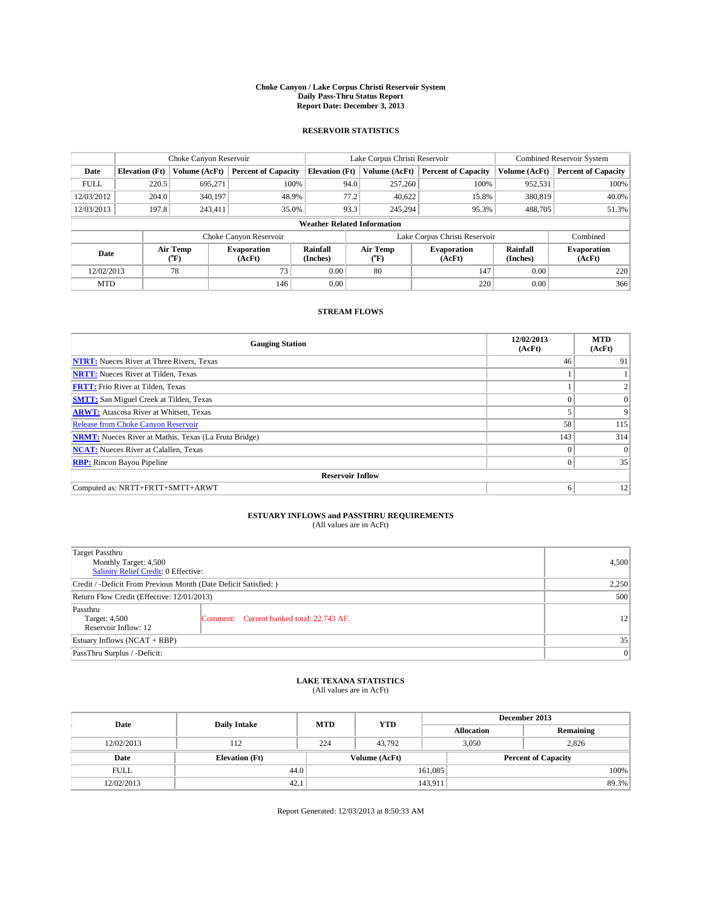# Choke Canyon / Lake Corpus Christi Reservoir System
## Daily Pass-Thru Status Report
### Report Date: December 3, 2013

## RESERVOIR STATISTICS

| | Choke Canyon Reservoir | | | Lake Corpus Christi Reservoir | | | Combined Reservoir System | |
|---|---|---|---|---|---|---|---|---|
| Date | Elevation (Ft) | Volume (AcFt) | Percent of Capacity | Elevation (Ft) | Volume (AcFt) | Percent of Capacity | Volume (AcFt) | Percent of Capacity |
| FULL | 220.5 | 695,271 | 100% | 94.0 | 257,260 | 100% | 952,531 | 100% |
| 12/03/2012 | 204.0 | 340,197 | 48.9% | 77.2 | 40,622 | 15.8% | 380,819 | 40.0% |
| 12/03/2013 | 197.8 | 243,411 | 35.0% | 93.3 | 245,294 | 95.3% | 488,705 | 51.3% |

**Weather Related Information**

| | Choke Canyon Reservoir | | | Lake Corpus Christi Reservoir | | | Combined |
|---|---|---|---|---|---|---|---|
| Date | Air Temp (°F) | Evaporation (AcFt) | Rainfall (Inches) | Air Temp (°F) | Evaporation (AcFt) | Rainfall (Inches) | Evaporation (AcFt) |
| 12/02/2013 | 78 | 73 | 0.00 | 80 | 147 | 0.00 | 220 |
| MTD | | 146 | 0.00 | | 220 | 0.00 | 366 |

## STREAM FLOWS

| Gauging Station | 12/02/2013 (AcFt) | MTD (AcFt) |
|---|---|---|
| NTRT: Nueces River at Three Rivers, Texas | 46 | 91 |
| NRTT: Nueces River at Tilden, Texas | 1 | 1 |
| FRTT: Frio River at Tilden, Texas | 1 | 2 |
| SMTT: San Miguel Creek at Tilden, Texas | 0 | 0 |
| ARWT: Atascosa River at Whitsett, Texas | 5 | 9 |
| Release from Choke Canyon Reservoir | 58 | 115 |
| NRMT: Nueces River at Mathis, Texas (La Fruta Bridge) | 143 | 314 |
| NCAT: Nueces River at Calallen, Texas | 0 | 0 |
| RBP: Rincon Bayou Pipeline | 0 | 35 |
| **Reservoir Inflow** | | |
| Computed as: NRTT+FRTT+SMTT+ARWT | 6 | 12 |

## ESTUARY INFLOWS and PASSTHRU REQUIREMENTS
(All values are in AcFt)

| | |
|---|---|
| Target Passthru<br>Monthly Target: 4,500<br>Salinity Relief Credit: 0 Effective: | 4,500 |
| Credit / -Deficit From Previous Month (Date Deficit Satisfied: ) | 2,250 |
| Return Flow Credit (Effective: 12/01/2013) | 500 |
| Passthru<br>Target: 4,500<br>Reservoir Inflow: 12 — Comment: Current banked total: 22,743 AF. | 12 |
| Estuary Inflows (NCAT + RBP) | 35 |
| PassThru Surplus / -Deficit: | 0 |

## LAKE TEXANA STATISTICS
(All values are in AcFt)

| Date | Daily Intake | MTD | YTD | December 2013 Allocation | December 2013 Remaining |
|---|---|---|---|---|---|
| 12/02/2013 | 112 | 224 | 43,792 | 3,050 | 2,826 |

| Date | Elevation (Ft) | Volume (AcFt) | Percent of Capacity |
|---|---|---|---|
| FULL | 44.0 | 161,085 | 100% |
| 12/02/2013 | 42.1 | 143,911 | 89.3% |

Report Generated: 12/03/2013 at 8:50:33 AM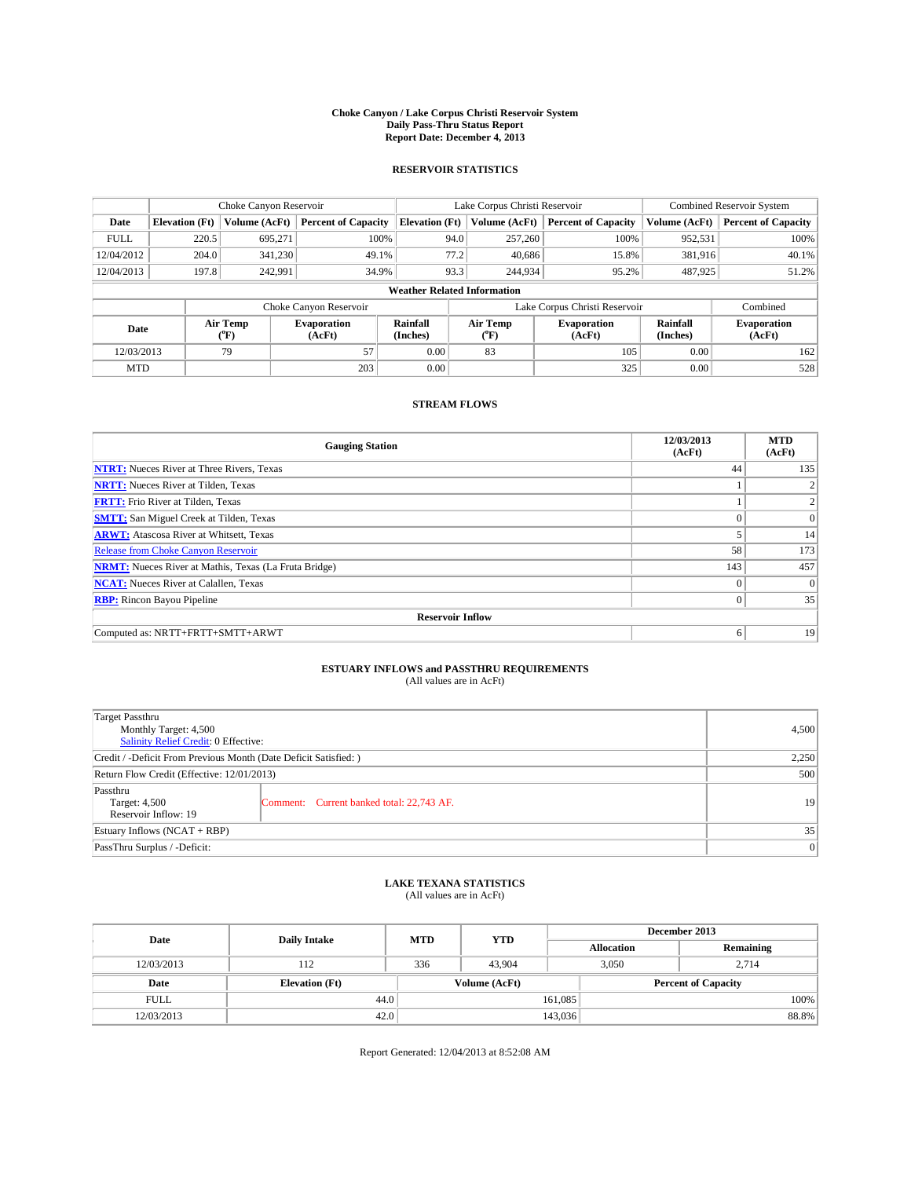# Choke Canyon / Lake Corpus Christi Reservoir System
## Daily Pass-Thru Status Report
## Report Date: December 4, 2013

### RESERVOIR STATISTICS

| | Choke Canyon Reservoir | | | Lake Corpus Christi Reservoir | | | Combined Reservoir System | |
|---|---|---|---|---|---|---|---|---|
| Date | Elevation (Ft) | Volume (AcFt) | Percent of Capacity | Elevation (Ft) | Volume (AcFt) | Percent of Capacity | Volume (AcFt) | Percent of Capacity |
| FULL | 220.5 | 695,271 | 100% | 94.0 | 257,260 | 100% | 952,531 | 100% |
| 12/04/2012 | 204.0 | 341,230 | 49.1% | 77.2 | 40,686 | 15.8% | 381,916 | 40.1% |
| 12/04/2013 | 197.8 | 242,991 | 34.9% | 93.3 | 244,934 | 95.2% | 487,925 | 51.2% |

**Weather Related Information**

| | Choke Canyon Reservoir | | | Lake Corpus Christi Reservoir | | | Combined |
|---|---|---|---|---|---|---|---|
| Date | Air Temp (°F) | Evaporation (AcFt) | Rainfall (Inches) | Air Temp (°F) | Evaporation (AcFt) | Rainfall (Inches) | Evaporation (AcFt) |
| 12/03/2013 | 79 | 57 | 0.00 | 83 | 105 | 0.00 | 162 |
| MTD | | 203 | 0.00 | | 325 | 0.00 | 528 |

### STREAM FLOWS

| Gauging Station | 12/03/2013 (AcFt) | MTD (AcFt) |
|---|---|---|
| NTRT: Nueces River at Three Rivers, Texas | 44 | 135 |
| NRTT: Nueces River at Tilden, Texas | 1 | 2 |
| FRTT: Frio River at Tilden, Texas | 1 | 2 |
| SMTT: San Miguel Creek at Tilden, Texas | 0 | 0 |
| ARWT: Atascosa River at Whitsett, Texas | 5 | 14 |
| Release from Choke Canyon Reservoir | 58 | 173 |
| NRMT: Nueces River at Mathis, Texas (La Fruta Bridge) | 143 | 457 |
| NCAT: Nueces River at Calallen, Texas | 0 | 0 |
| RBP: Rincon Bayou Pipeline | 0 | 35 |
| **Reservoir Inflow** | | |
| Computed as: NRTT+FRTT+SMTT+ARWT | 6 | 19 |

### ESTUARY INFLOWS and PASSTHRU REQUIREMENTS
(All values are in AcFt)

| | |
|---|---|
| Target Passthru<br>Monthly Target: 4,500<br>Salinity Relief Credit: 0 Effective: | 4,500 |
| Credit / -Deficit From Previous Month (Date Deficit Satisfied: ) | 2,250 |
| Return Flow Credit (Effective: 12/01/2013) | 500 |
| Passthru<br>Target: 4,500<br>Reservoir Inflow: 19 — Comment: Current banked total: 22,743 AF. | 19 |
| Estuary Inflows (NCAT + RBP) | 35 |
| PassThru Surplus / -Deficit: | 0 |

### LAKE TEXANA STATISTICS
(All values are in AcFt)

| Date | Daily Intake | MTD | YTD | December 2013 Allocation | December 2013 Remaining |
|---|---|---|---|---|---|
| 12/03/2013 | 112 | 336 | 43,904 | 3,050 | 2,714 |

| Date | Elevation (Ft) | Volume (AcFt) | Percent of Capacity |
|---|---|---|---|
| FULL | 44.0 | 161,085 | 100% |
| 12/03/2013 | 42.0 | 143,036 | 88.8% |

Report Generated: 12/04/2013 at 8:52:08 AM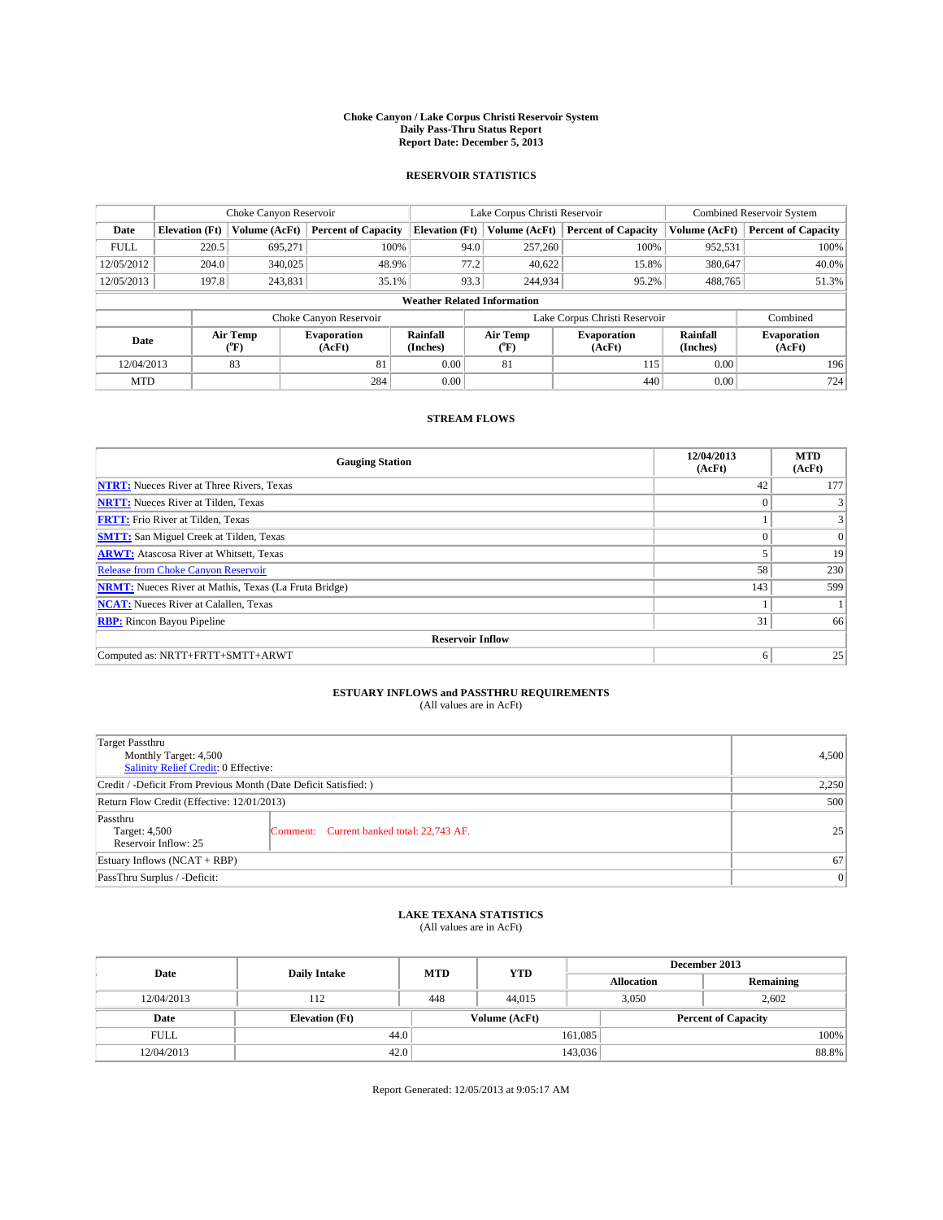# Choke Canyon / Lake Corpus Christi Reservoir System
## Daily Pass-Thru Status Report
## Report Date: December 5, 2013

### RESERVOIR STATISTICS

| | Choke Canyon Reservoir | | | Lake Corpus Christi Reservoir | | | Combined Reservoir System | |
|---|---|---|---|---|---|---|---|---|
| Date | Elevation (Ft) | Volume (AcFt) | Percent of Capacity | Elevation (Ft) | Volume (AcFt) | Percent of Capacity | Volume (AcFt) | Percent of Capacity |
| FULL | 220.5 | 695,271 | 100% | 94.0 | 257,260 | 100% | 952,531 | 100% |
| 12/05/2012 | 204.0 | 340,025 | 48.9% | 77.2 | 40,622 | 15.8% | 380,647 | 40.0% |
| 12/05/2013 | 197.8 | 243,831 | 35.1% | 93.3 | 244,934 | 95.2% | 488,765 | 51.3% |

**Weather Related Information**

| | Choke Canyon Reservoir | | | Lake Corpus Christi Reservoir | | | Combined |
|---|---|---|---|---|---|---|---|
| Date | Air Temp (°F) | Evaporation (AcFt) | Rainfall (Inches) | Air Temp (°F) | Evaporation (AcFt) | Rainfall (Inches) | Evaporation (AcFt) |
| 12/04/2013 | 83 | 81 | 0.00 | 81 | 115 | 0.00 | 196 |
| MTD | | 284 | 0.00 | | 440 | 0.00 | 724 |

### STREAM FLOWS

| Gauging Station | 12/04/2013 (AcFt) | MTD (AcFt) |
|---|---|---|
| **NTRT:** Nueces River at Three Rivers, Texas | 42 | 177 |
| **NRTT:** Nueces River at Tilden, Texas | 0 | 3 |
| **FRTT:** Frio River at Tilden, Texas | 1 | 3 |
| **SMTT:** San Miguel Creek at Tilden, Texas | 0 | 0 |
| **ARWT:** Atascosa River at Whitsett, Texas | 5 | 19 |
| Release from Choke Canyon Reservoir | 58 | 230 |
| **NRMT:** Nueces River at Mathis, Texas (La Fruta Bridge) | 143 | 599 |
| **NCAT:** Nueces River at Calallen, Texas | 1 | 1 |
| **RBP:** Rincon Bayou Pipeline | 31 | 66 |
| **Reservoir Inflow** | | |
| Computed as: NRTT+FRTT+SMTT+ARWT | 6 | 25 |

### ESTUARY INFLOWS and PASSTHRU REQUIREMENTS
(All values are in AcFt)

| | | |
|---|---|---|
| Target Passthru<br>Monthly Target: 4,500<br>Salinity Relief Credit: 0 Effective: | | 4,500 |
| Credit / -Deficit From Previous Month (Date Deficit Satisfied: ) | | 2,250 |
| Return Flow Credit (Effective: 12/01/2013) | | 500 |
| Passthru<br>Target: 4,500<br>Reservoir Inflow: 25 | Comment: Current banked total: 22,743 AF. | 25 |
| Estuary Inflows (NCAT + RBP) | | 67 |
| PassThru Surplus / -Deficit: | | 0 |

### LAKE TEXANA STATISTICS
(All values are in AcFt)

| Date | Daily Intake | MTD | YTD | December 2013 Allocation | December 2013 Remaining |
|---|---|---|---|---|---|
| 12/04/2013 | 112 | 448 | 44,015 | 3,050 | 2,602 |

| Date | Elevation (Ft) | Volume (AcFt) | Percent of Capacity |
|---|---|---|---|
| FULL | 44.0 | 161,085 | 100% |
| 12/04/2013 | 42.0 | 143,036 | 88.8% |

Report Generated: 12/05/2013 at 9:05:17 AM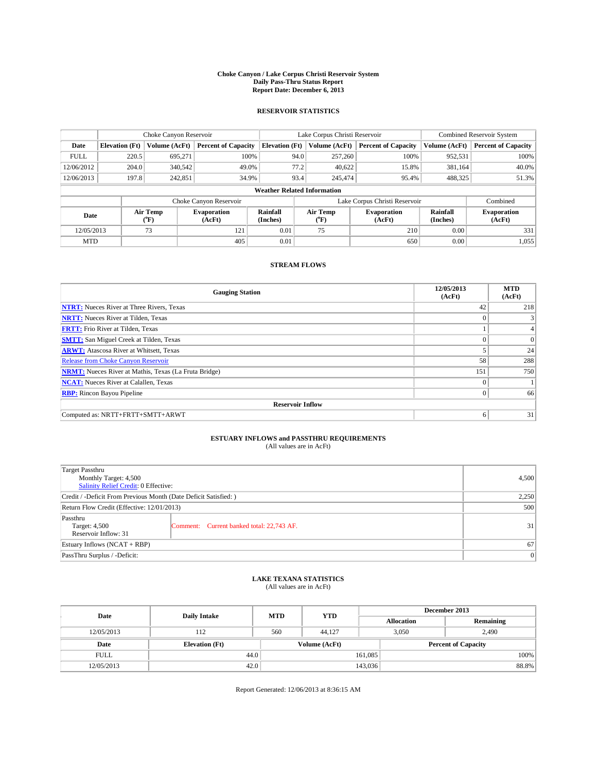# Choke Canyon / Lake Corpus Christi Reservoir System
## Daily Pass-Thru Status Report
### Report Date: December 6, 2013

## RESERVOIR STATISTICS

| | Choke Canyon Reservoir | | | Lake Corpus Christi Reservoir | | | Combined Reservoir System | |
|---|---|---|---|---|---|---|---|---|
| Date | Elevation (Ft) | Volume (AcFt) | Percent of Capacity | Elevation (Ft) | Volume (AcFt) | Percent of Capacity | Volume (AcFt) | Percent of Capacity |
| FULL | 220.5 | 695,271 | 100% | 94.0 | 257,260 | 100% | 952,531 | 100% |
| 12/06/2012 | 204.0 | 340,542 | 49.0% | 77.2 | 40,622 | 15.8% | 381,164 | 40.0% |
| 12/06/2013 | 197.8 | 242,851 | 34.9% | 93.4 | 245,474 | 95.4% | 488,325 | 51.3% |

**Weather Related Information**

| | Choke Canyon Reservoir | | | Lake Corpus Christi Reservoir | | | Combined |
|---|---|---|---|---|---|---|---|
| Date | Air Temp (°F) | Evaporation (AcFt) | Rainfall (Inches) | Air Temp (°F) | Evaporation (AcFt) | Rainfall (Inches) | Evaporation (AcFt) |
| 12/05/2013 | 73 | 121 | 0.01 | 75 | 210 | 0.00 | 331 |
| MTD | | 405 | 0.01 | | 650 | 0.00 | 1,055 |

## STREAM FLOWS

| Gauging Station | 12/05/2013 (AcFt) | MTD (AcFt) |
|---|---|---|
| NTRT: Nueces River at Three Rivers, Texas | 42 | 218 |
| NRTT: Nueces River at Tilden, Texas | 0 | 3 |
| FRTT: Frio River at Tilden, Texas | 1 | 4 |
| SMTT: San Miguel Creek at Tilden, Texas | 0 | 0 |
| ARWT: Atascosa River at Whitsett, Texas | 5 | 24 |
| Release from Choke Canyon Reservoir | 58 | 288 |
| NRMT: Nueces River at Mathis, Texas (La Fruta Bridge) | 151 | 750 |
| NCAT: Nueces River at Calallen, Texas | 0 | 1 |
| RBP: Rincon Bayou Pipeline | 0 | 66 |
| **Reservoir Inflow** | | |
| Computed as: NRTT+FRTT+SMTT+ARWT | 6 | 31 |

## ESTUARY INFLOWS and PASSTHRU REQUIREMENTS
(All values are in AcFt)

| | | |
|---|---|---|
| Target Passthru<br>Monthly Target: 4,500<br>Salinity Relief Credit: 0 Effective: | | 4,500 |
| Credit / -Deficit From Previous Month (Date Deficit Satisfied: ) | | 2,250 |
| Return Flow Credit (Effective: 12/01/2013) | | 500 |
| Passthru<br>Target: 4,500<br>Reservoir Inflow: 31 | Comment: Current banked total: 22,743 AF. | 31 |
| Estuary Inflows (NCAT + RBP) | | 67 |
| PassThru Surplus / -Deficit: | | 0 |

## LAKE TEXANA STATISTICS
(All values are in AcFt)

| Date | Daily Intake | MTD | YTD | December 2013 Allocation | December 2013 Remaining |
|---|---|---|---|---|---|
| 12/05/2013 | 112 | 560 | 44,127 | 3,050 | 2,490 |

| Date | Elevation (Ft) | Volume (AcFt) | Percent of Capacity |
|---|---|---|---|
| FULL | 44.0 | 161,085 | 100% |
| 12/05/2013 | 42.0 | 143,036 | 88.8% |

Report Generated: 12/06/2013 at 8:36:15 AM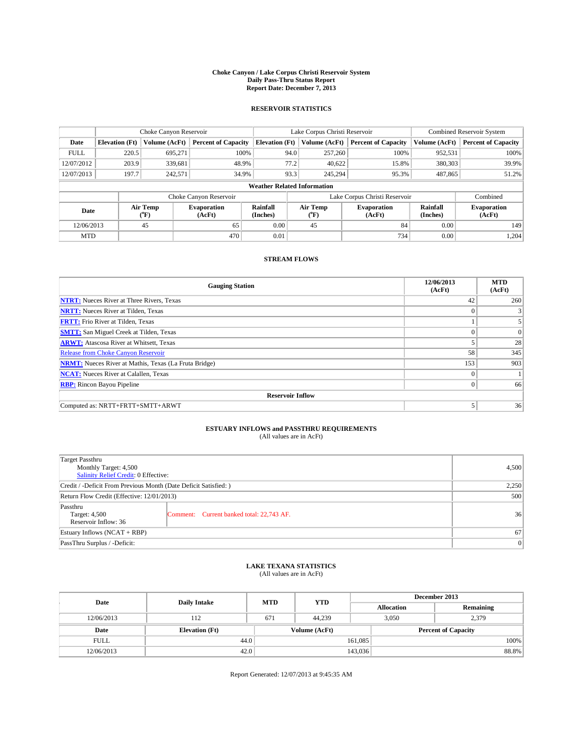# Choke Canyon / Lake Corpus Christi Reservoir System
## Daily Pass-Thru Status Report
### Report Date: December 7, 2013

## RESERVOIR STATISTICS

| | Choke Canyon Reservoir | | | Lake Corpus Christi Reservoir | | | Combined Reservoir System | |
|---|---|---|---|---|---|---|---|---|
| Date | Elevation (Ft) | Volume (AcFt) | Percent of Capacity | Elevation (Ft) | Volume (AcFt) | Percent of Capacity | Volume (AcFt) | Percent of Capacity |
| FULL | 220.5 | 695,271 | 100% | 94.0 | 257,260 | 100% | 952,531 | 100% |
| 12/07/2012 | 203.9 | 339,681 | 48.9% | 77.2 | 40,622 | 15.8% | 380,303 | 39.9% |
| 12/07/2013 | 197.7 | 242,571 | 34.9% | 93.3 | 245,294 | 95.3% | 487,865 | 51.2% |

**Weather Related Information**

| | Choke Canyon Reservoir | | | Lake Corpus Christi Reservoir | | | Combined |
|---|---|---|---|---|---|---|---|
| Date | Air Temp (°F) | Evaporation (AcFt) | Rainfall (Inches) | Air Temp (°F) | Evaporation (AcFt) | Rainfall (Inches) | Evaporation (AcFt) |
| 12/06/2013 | 45 | 65 | 0.00 | 45 | 84 | 0.00 | 149 |
| MTD | | 470 | 0.01 | | 734 | 0.00 | 1,204 |

## STREAM FLOWS

| Gauging Station | 12/06/2013 (AcFt) | MTD (AcFt) |
|---|---|---|
| NTRT: Nueces River at Three Rivers, Texas | 42 | 260 |
| NRTT: Nueces River at Tilden, Texas | 0 | 3 |
| FRTT: Frio River at Tilden, Texas | 1 | 5 |
| SMTT: San Miguel Creek at Tilden, Texas | 0 | 0 |
| ARWT: Atascosa River at Whitsett, Texas | 5 | 28 |
| Release from Choke Canyon Reservoir | 58 | 345 |
| NRMT: Nueces River at Mathis, Texas (La Fruta Bridge) | 153 | 903 |
| NCAT: Nueces River at Calallen, Texas | 0 | 1 |
| RBP: Rincon Bayou Pipeline | 0 | 66 |
| **Reservoir Inflow** | | |
| Computed as: NRTT+FRTT+SMTT+ARWT | 5 | 36 |

## ESTUARY INFLOWS and PASSTHRU REQUIREMENTS
(All values are in AcFt)

| | |
|---|---|
| Target Passthru<br>Monthly Target: 4,500<br>Salinity Relief Credit: 0 Effective: | 4,500 |
| Credit / -Deficit From Previous Month (Date Deficit Satisfied: ) | 2,250 |
| Return Flow Credit (Effective: 12/01/2013) | 500 |
| Passthru<br>Target: 4,500<br>Reservoir Inflow: 36 — Comment: Current banked total: 22,743 AF. | 36 |
| Estuary Inflows (NCAT + RBP) | 67 |
| PassThru Surplus / -Deficit: | 0 |

## LAKE TEXANA STATISTICS
(All values are in AcFt)

| Date | Daily Intake | MTD | YTD | December 2013 Allocation | December 2013 Remaining |
|---|---|---|---|---|---|
| 12/06/2013 | 112 | 671 | 44,239 | 3,050 | 2,379 |

| Date | Elevation (Ft) | Volume (AcFt) | Percent of Capacity |
|---|---|---|---|
| FULL | 44.0 | 161,085 | 100% |
| 12/06/2013 | 42.0 | 143,036 | 88.8% |

Report Generated: 12/07/2013 at 9:45:35 AM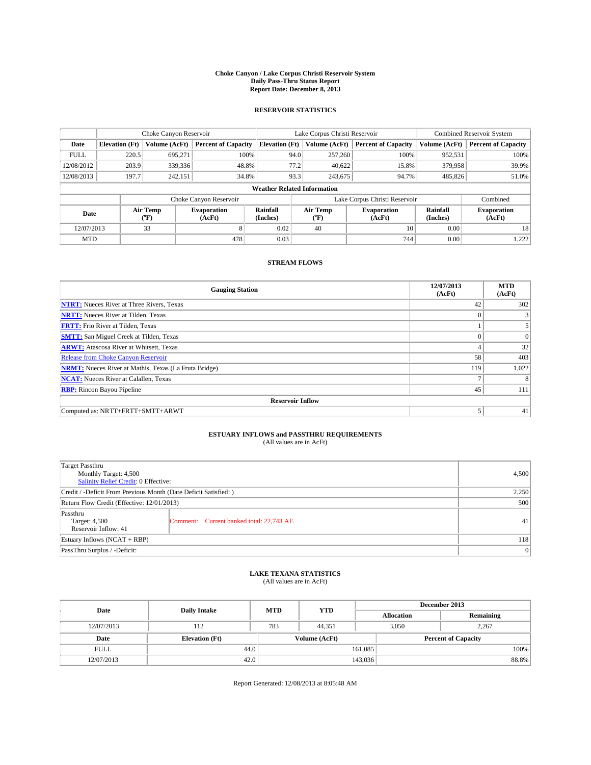# Choke Canyon / Lake Corpus Christi Reservoir System
## Daily Pass-Thru Status Report
### Report Date: December 8, 2013

## RESERVOIR STATISTICS

| | Choke Canyon Reservoir | | | Lake Corpus Christi Reservoir | | | Combined Reservoir System | |
|---|---|---|---|---|---|---|---|---|
| Date | Elevation (Ft) | Volume (AcFt) | Percent of Capacity | Elevation (Ft) | Volume (AcFt) | Percent of Capacity | Volume (AcFt) | Percent of Capacity |
| FULL | 220.5 | 695,271 | 100% | 94.0 | 257,260 | 100% | 952,531 | 100% |
| 12/08/2012 | 203.9 | 339,336 | 48.8% | 77.2 | 40,622 | 15.8% | 379,958 | 39.9% |
| 12/08/2013 | 197.7 | 242,151 | 34.8% | 93.3 | 243,675 | 94.7% | 485,826 | 51.0% |

**Weather Related Information**

| | Choke Canyon Reservoir | | | Lake Corpus Christi Reservoir | | | Combined |
|---|---|---|---|---|---|---|---|
| Date | Air Temp (°F) | Evaporation (AcFt) | Rainfall (Inches) | Air Temp (°F) | Evaporation (AcFt) | Rainfall (Inches) | Evaporation (AcFt) |
| 12/07/2013 | 33 | 8 | 0.02 | 40 | 10 | 0.00 | 18 |
| MTD | | 478 | 0.03 | | 744 | 0.00 | 1,222 |

## STREAM FLOWS

| Gauging Station | 12/07/2013 (AcFt) | MTD (AcFt) |
|---|---|---|
| **NTRT:** Nueces River at Three Rivers, Texas | 42 | 302 |
| **NRTT:** Nueces River at Tilden, Texas | 0 | 3 |
| **FRTT:** Frio River at Tilden, Texas | 1 | 5 |
| **SMTT:** San Miguel Creek at Tilden, Texas | 0 | 0 |
| **ARWT:** Atascosa River at Whitsett, Texas | 4 | 32 |
| Release from Choke Canyon Reservoir | 58 | 403 |
| **NRMT:** Nueces River at Mathis, Texas (La Fruta Bridge) | 119 | 1,022 |
| **NCAT:** Nueces River at Calallen, Texas | 7 | 8 |
| **RBP:** Rincon Bayou Pipeline | 45 | 111 |
| **Reservoir Inflow** | | |
| Computed as: NRTT+FRTT+SMTT+ARWT | 5 | 41 |

## ESTUARY INFLOWS and PASSTHRU REQUIREMENTS
(All values are in AcFt)

| | | |
|---|---|---|
| Target Passthru<br>Monthly Target: 4,500<br>Salinity Relief Credit: 0 Effective: | | 4,500 |
| Credit / -Deficit From Previous Month (Date Deficit Satisfied: ) | | 2,250 |
| Return Flow Credit (Effective: 12/01/2013) | | 500 |
| Passthru<br>Target: 4,500<br>Reservoir Inflow: 41 | Comment: Current banked total: 22,743 AF. | 41 |
| Estuary Inflows (NCAT + RBP) | | 118 |
| PassThru Surplus / -Deficit: | | 0 |

## LAKE TEXANA STATISTICS
(All values are in AcFt)

| Date | Daily Intake | MTD | YTD | December 2013 Allocation | December 2013 Remaining |
|---|---|---|---|---|---|
| 12/07/2013 | 112 | 783 | 44,351 | 3,050 | 2,267 |

| Date | Elevation (Ft) | Volume (AcFt) | Percent of Capacity |
|---|---|---|---|
| FULL | 44.0 | 161,085 | 100% |
| 12/07/2013 | 42.0 | 143,036 | 88.8% |

Report Generated: 12/08/2013 at 8:05:48 AM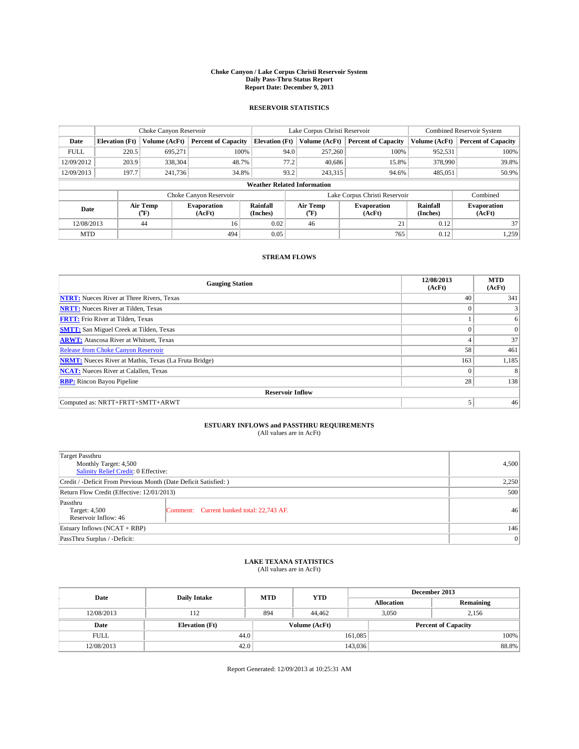# Choke Canyon / Lake Corpus Christi Reservoir System
## Daily Pass-Thru Status Report
## Report Date: December 9, 2013

### RESERVOIR STATISTICS

| | Choke Canyon Reservoir | | | Lake Corpus Christi Reservoir | | | Combined Reservoir System | |
|---|---|---|---|---|---|---|---|---|
| Date | Elevation (Ft) | Volume (AcFt) | Percent of Capacity | Elevation (Ft) | Volume (AcFt) | Percent of Capacity | Volume (AcFt) | Percent of Capacity |
| FULL | 220.5 | 695,271 | 100% | 94.0 | 257,260 | 100% | 952,531 | 100% |
| 12/09/2012 | 203.9 | 338,304 | 48.7% | 77.2 | 40,686 | 15.8% | 378,990 | 39.8% |
| 12/09/2013 | 197.7 | 241,736 | 34.8% | 93.2 | 243,315 | 94.6% | 485,051 | 50.9% |

**Weather Related Information**

| | Choke Canyon Reservoir | | | Lake Corpus Christi Reservoir | | | Combined |
|---|---|---|---|---|---|---|---|
| Date | Air Temp (°F) | Evaporation (AcFt) | Rainfall (Inches) | Air Temp (°F) | Evaporation (AcFt) | Rainfall (Inches) | Evaporation (AcFt) |
| 12/08/2013 | 44 | 16 | 0.02 | 46 | 21 | 0.12 | 37 |
| MTD | | 494 | 0.05 | | 765 | 0.12 | 1,259 |

### STREAM FLOWS

| Gauging Station | 12/08/2013 (AcFt) | MTD (AcFt) |
|---|---|---|
| **NTRT:** Nueces River at Three Rivers, Texas | 40 | 341 |
| **NRTT:** Nueces River at Tilden, Texas | 0 | 3 |
| **FRTT:** Frio River at Tilden, Texas | 1 | 6 |
| **SMTT:** San Miguel Creek at Tilden, Texas | 0 | 0 |
| **ARWT:** Atascosa River at Whitsett, Texas | 4 | 37 |
| Release from Choke Canyon Reservoir | 58 | 461 |
| **NRMT:** Nueces River at Mathis, Texas (La Fruta Bridge) | 163 | 1,185 |
| **NCAT:** Nueces River at Calallen, Texas | 0 | 8 |
| **RBP:** Rincon Bayou Pipeline | 28 | 138 |
| **Reservoir Inflow** | | |
| Computed as: NRTT+FRTT+SMTT+ARWT | 5 | 46 |

### ESTUARY INFLOWS and PASSTHRU REQUIREMENTS
(All values are in AcFt)

| | | |
|---|---|---|
| Target Passthru<br>Monthly Target: 4,500<br>Salinity Relief Credit: 0 Effective: | | 4,500 |
| Credit / -Deficit From Previous Month (Date Deficit Satisfied: ) | | 2,250 |
| Return Flow Credit (Effective: 12/01/2013) | | 500 |
| Passthru<br>Target: 4,500<br>Reservoir Inflow: 46 | Comment: Current banked total: 22,743 AF. | 46 |
| Estuary Inflows (NCAT + RBP) | | 146 |
| PassThru Surplus / -Deficit: | | 0 |

### LAKE TEXANA STATISTICS
(All values are in AcFt)

| Date | Daily Intake | MTD | YTD | December 2013 Allocation | December 2013 Remaining |
|---|---|---|---|---|---|
| 12/08/2013 | 112 | 894 | 44,462 | 3,050 | 2,156 |

| Date | Elevation (Ft) | Volume (AcFt) | Percent of Capacity |
|---|---|---|---|
| FULL | 44.0 | 161,085 | 100% |
| 12/08/2013 | 42.0 | 143,036 | 88.8% |

Report Generated: 12/09/2013 at 10:25:31 AM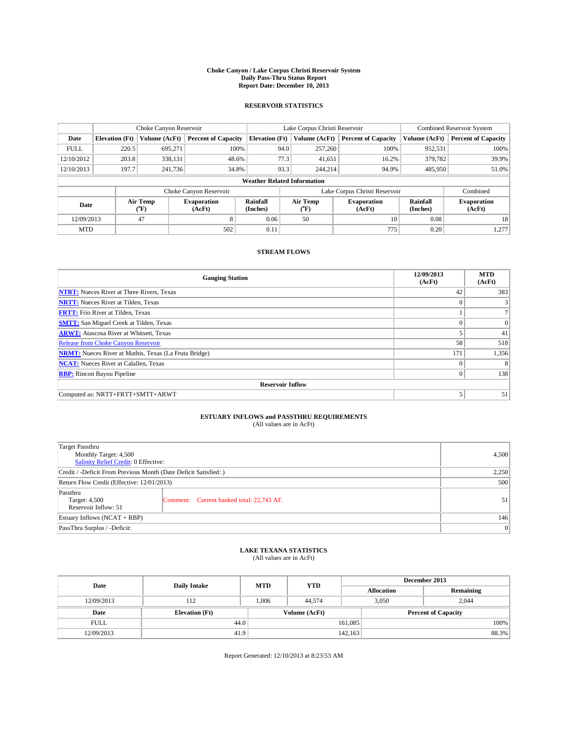**Choke Canyon / Lake Corpus Christi Reservoir System**
**Daily Pass-Thru Status Report**
**Report Date: December 10, 2013**

## RESERVOIR STATISTICS

| | Choke Canyon Reservoir | | | Lake Corpus Christi Reservoir | | | Combined Reservoir System | |
|---|---|---|---|---|---|---|---|---|
| **Date** | **Elevation (Ft)** | **Volume (AcFt)** | **Percent of Capacity** | **Elevation (Ft)** | **Volume (AcFt)** | **Percent of Capacity** | **Volume (AcFt)** | **Percent of Capacity** |
| FULL | 220.5 | 695,271 | 100% | 94.0 | 257,260 | 100% | 952,531 | 100% |
| 12/10/2012 | 203.8 | 338,131 | 48.6% | 77.3 | 41,651 | 16.2% | 379,782 | 39.9% |
| 12/10/2013 | 197.7 | 241,736 | 34.8% | 93.3 | 244,214 | 94.9% | 485,950 | 51.0% |

**Weather Related Information**

| | Choke Canyon Reservoir | | | Lake Corpus Christi Reservoir | | | Combined |
|---|---|---|---|---|---|---|---|
| **Date** | **Air Temp (°F)** | **Evaporation (AcFt)** | **Rainfall (Inches)** | **Air Temp (°F)** | **Evaporation (AcFt)** | **Rainfall (Inches)** | **Evaporation (AcFt)** |
| 12/09/2013 | 47 | 8 | 0.06 | 50 | 10 | 0.08 | 18 |
| MTD | | 502 | 0.11 | | 775 | 0.20 | 1,277 |

## STREAM FLOWS

| Gauging Station | 12/09/2013 (AcFt) | MTD (AcFt) |
|---|---|---|
| **NTRT:** Nueces River at Three Rivers, Texas | 42 | 383 |
| **NRTT:** Nueces River at Tilden, Texas | 0 | 3 |
| **FRTT:** Frio River at Tilden, Texas | 1 | 7 |
| **SMTT:** San Miguel Creek at Tilden, Texas | 0 | 0 |
| **ARWT:** Atascosa River at Whitsett, Texas | 5 | 41 |
| Release from Choke Canyon Reservoir | 58 | 518 |
| **NRMT:** Nueces River at Mathis, Texas (La Fruta Bridge) | 171 | 1,356 |
| **NCAT:** Nueces River at Calallen, Texas | 0 | 8 |
| **RBP:** Rincon Bayou Pipeline | 0 | 138 |
| **Reservoir Inflow** | | |
| Computed as: NRTT+FRTT+SMTT+ARWT | 5 | 51 |

## ESTUARY INFLOWS and PASSTHRU REQUIREMENTS

(All values are in AcFt)

| | | |
|---|---|---|
| Target Passthru<br>Monthly Target: 4,500<br>Salinity Relief Credit: 0 Effective: | | 4,500 |
| Credit / -Deficit From Previous Month (Date Deficit Satisfied: ) | | 2,250 |
| Return Flow Credit (Effective: 12/01/2013) | | 500 |
| Passthru<br>Target: 4,500<br>Reservoir Inflow: 51 | Comment: Current banked total: 22,743 AF. | 51 |
| Estuary Inflows (NCAT + RBP) | | 146 |
| PassThru Surplus / -Deficit: | | 0 |

## LAKE TEXANA STATISTICS

(All values are in AcFt)

| Date | Daily Intake | MTD | YTD | December 2013 | |
|---|---|---|---|---|---|
| | | | | **Allocation** | **Remaining** |
| 12/09/2013 | 112 | 1,006 | 44,574 | 3,050 | 2,044 |

| Date | Elevation (Ft) | Volume (AcFt) | Percent of Capacity |
|---|---|---|---|
| FULL | 44.0 | 161,085 | 100% |
| 12/09/2013 | 41.9 | 142,163 | 88.3% |

Report Generated: 12/10/2013 at 8:23:53 AM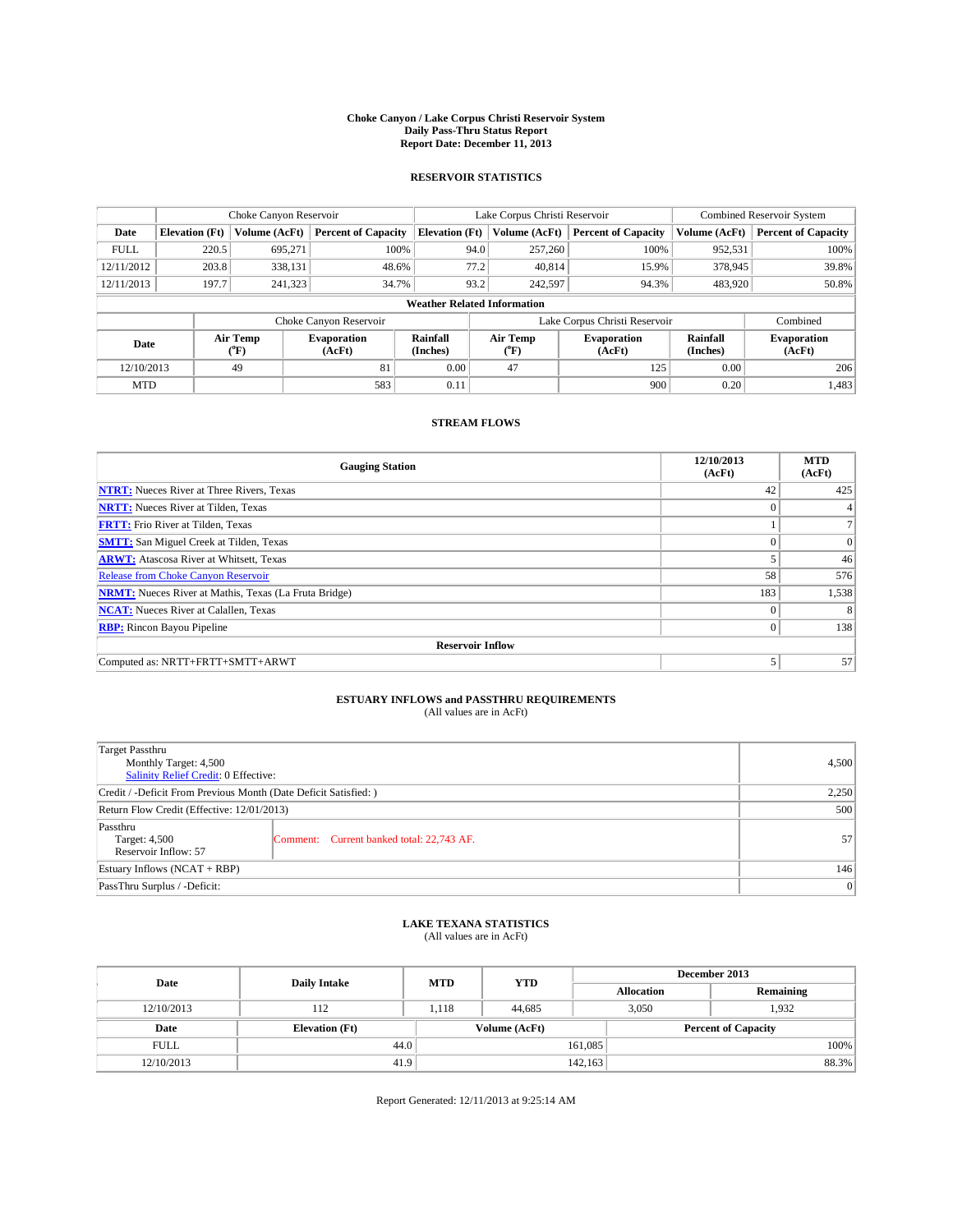# Choke Canyon / Lake Corpus Christi Reservoir System
## Daily Pass-Thru Status Report
### Report Date: December 11, 2013

## RESERVOIR STATISTICS

| | Choke Canyon Reservoir | | | Lake Corpus Christi Reservoir | | | Combined Reservoir System | |
|---|---|---|---|---|---|---|---|---|
| **Date** | **Elevation (Ft)** | **Volume (AcFt)** | **Percent of Capacity** | **Elevation (Ft)** | **Volume (AcFt)** | **Percent of Capacity** | **Volume (AcFt)** | **Percent of Capacity** |
| FULL | 220.5 | 695,271 | 100% | 94.0 | 257,260 | 100% | 952,531 | 100% |
| 12/11/2012 | 203.8 | 338,131 | 48.6% | 77.2 | 40,814 | 15.9% | 378,945 | 39.8% |
| 12/11/2013 | 197.7 | 241,323 | 34.7% | 93.2 | 242,597 | 94.3% | 483,920 | 50.8% |

**Weather Related Information**

| | Choke Canyon Reservoir | | | Lake Corpus Christi Reservoir | | | Combined |
|---|---|---|---|---|---|---|---|
| **Date** | **Air Temp (°F)** | **Evaporation (AcFt)** | **Rainfall (Inches)** | **Air Temp (°F)** | **Evaporation (AcFt)** | **Rainfall (Inches)** | **Evaporation (AcFt)** |
| 12/10/2013 | 49 | 81 | 0.00 | 47 | 125 | 0.00 | 206 |
| MTD | | 583 | 0.11 | | 900 | 0.20 | 1,483 |

## STREAM FLOWS

| Gauging Station | 12/10/2013 (AcFt) | MTD (AcFt) |
|---|---|---|
| **NTRT:** Nueces River at Three Rivers, Texas | 42 | 425 |
| **NRTT:** Nueces River at Tilden, Texas | 0 | 4 |
| **FRTT:** Frio River at Tilden, Texas | 1 | 7 |
| **SMTT:** San Miguel Creek at Tilden, Texas | 0 | 0 |
| **ARWT:** Atascosa River at Whitsett, Texas | 5 | 46 |
| Release from Choke Canyon Reservoir | 58 | 576 |
| **NRMT:** Nueces River at Mathis, Texas (La Fruta Bridge) | 183 | 1,538 |
| **NCAT:** Nueces River at Calallen, Texas | 0 | 8 |
| **RBP:** Rincon Bayou Pipeline | 0 | 138 |
| **Reservoir Inflow** | | |
| Computed as: NRTT+FRTT+SMTT+ARWT | 5 | 57 |

## ESTUARY INFLOWS and PASSTHRU REQUIREMENTS
(All values are in AcFt)

| | | |
|---|---|---|
| Target Passthru<br>Monthly Target: 4,500<br>Salinity Relief Credit: 0 Effective: | | 4,500 |
| Credit / -Deficit From Previous Month (Date Deficit Satisfied: ) | | 2,250 |
| Return Flow Credit (Effective: 12/01/2013) | | 500 |
| Passthru<br>Target: 4,500<br>Reservoir Inflow: 57 | Comment: Current banked total: 22,743 AF. | 57 |
| Estuary Inflows (NCAT + RBP) | | 146 |
| PassThru Surplus / -Deficit: | | 0 |

## LAKE TEXANA STATISTICS
(All values are in AcFt)

| Date | Daily Intake | MTD | YTD | December 2013 Allocation | December 2013 Remaining |
|---|---|---|---|---|---|
| 12/10/2013 | 112 | 1,118 | 44,685 | 3,050 | 1,932 |

| Date | Elevation (Ft) | Volume (AcFt) | Percent of Capacity |
|---|---|---|---|
| FULL | 44.0 | 161,085 | 100% |
| 12/10/2013 | 41.9 | 142,163 | 88.3% |

Report Generated: 12/11/2013 at 9:25:14 AM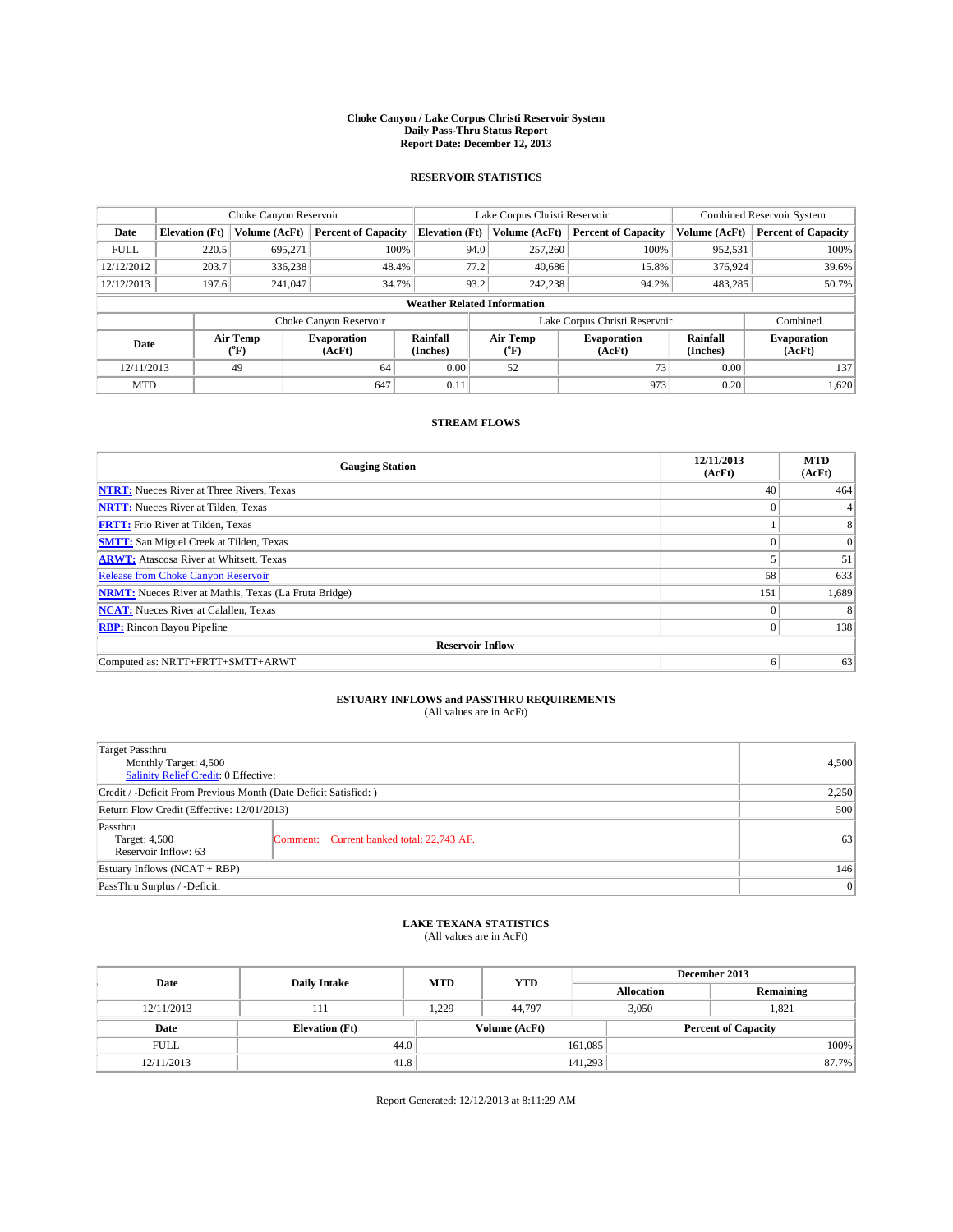# Choke Canyon / Lake Corpus Christi Reservoir System
## Daily Pass-Thru Status Report
### Report Date: December 12, 2013

## RESERVOIR STATISTICS

| | Choke Canyon Reservoir | | | Lake Corpus Christi Reservoir | | | Combined Reservoir System | |
|---|---|---|---|---|---|---|---|---|
| Date | Elevation (Ft) | Volume (AcFt) | Percent of Capacity | Elevation (Ft) | Volume (AcFt) | Percent of Capacity | Volume (AcFt) | Percent of Capacity |
| FULL | 220.5 | 695,271 | 100% | 94.0 | 257,260 | 100% | 952,531 | 100% |
| 12/12/2012 | 203.7 | 336,238 | 48.4% | 77.2 | 40,686 | 15.8% | 376,924 | 39.6% |
| 12/12/2013 | 197.6 | 241,047 | 34.7% | 93.2 | 242,238 | 94.2% | 483,285 | 50.7% |

**Weather Related Information**

| | Choke Canyon Reservoir | | | Lake Corpus Christi Reservoir | | | Combined |
|---|---|---|---|---|---|---|---|
| Date | Air Temp (°F) | Evaporation (AcFt) | Rainfall (Inches) | Air Temp (°F) | Evaporation (AcFt) | Rainfall (Inches) | Evaporation (AcFt) |
| 12/11/2013 | 49 | 64 | 0.00 | 52 | 73 | 0.00 | 137 |
| MTD | | 647 | 0.11 | | 973 | 0.20 | 1,620 |

## STREAM FLOWS

| Gauging Station | 12/11/2013 (AcFt) | MTD (AcFt) |
|---|---|---|
| NTRT: Nueces River at Three Rivers, Texas | 40 | 464 |
| NRTT: Nueces River at Tilden, Texas | 0 | 4 |
| FRTT: Frio River at Tilden, Texas | 1 | 8 |
| SMTT: San Miguel Creek at Tilden, Texas | 0 | 0 |
| ARWT: Atascosa River at Whitsett, Texas | 5 | 51 |
| Release from Choke Canyon Reservoir | 58 | 633 |
| NRMT: Nueces River at Mathis, Texas (La Fruta Bridge) | 151 | 1,689 |
| NCAT: Nueces River at Calallen, Texas | 0 | 8 |
| RBP: Rincon Bayou Pipeline | 0 | 138 |
| **Reservoir Inflow** | | |
| Computed as: NRTT+FRTT+SMTT+ARWT | 6 | 63 |

## ESTUARY INFLOWS and PASSTHRU REQUIREMENTS
(All values are in AcFt)

| | |
|---|---|
| Target Passthru<br>Monthly Target: 4,500<br>Salinity Relief Credit: 0 Effective: | 4,500 |
| Credit / -Deficit From Previous Month (Date Deficit Satisfied: ) | 2,250 |
| Return Flow Credit (Effective: 12/01/2013) | 500 |
| Passthru<br>Target: 4,500<br>Reservoir Inflow: 63 — Comment: Current banked total: 22,743 AF. | 63 |
| Estuary Inflows (NCAT + RBP) | 146 |
| PassThru Surplus / -Deficit: | 0 |

## LAKE TEXANA STATISTICS
(All values are in AcFt)

| Date | Daily Intake | MTD | YTD | December 2013 Allocation | December 2013 Remaining |
|---|---|---|---|---|---|
| 12/11/2013 | 111 | 1,229 | 44,797 | 3,050 | 1,821 |

| Date | Elevation (Ft) | Volume (AcFt) | Percent of Capacity |
|---|---|---|---|
| FULL | 44.0 | 161,085 | 100% |
| 12/11/2013 | 41.8 | 141,293 | 87.7% |

Report Generated: 12/12/2013 at 8:11:29 AM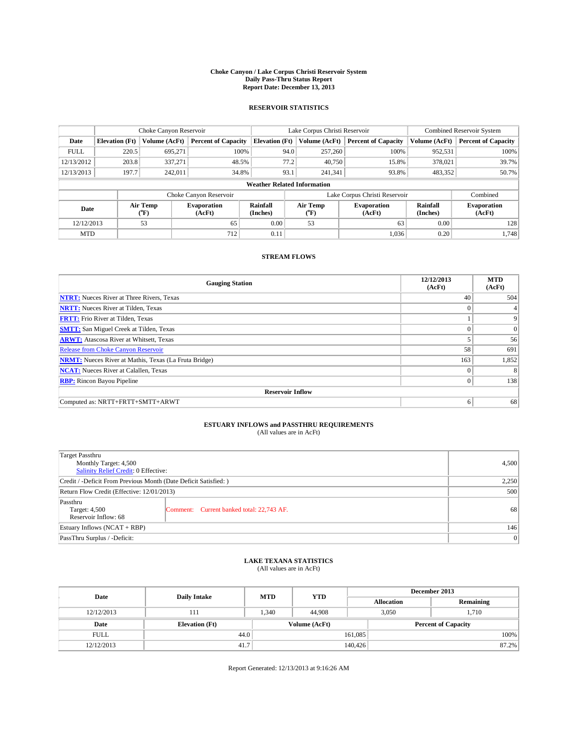**Choke Canyon / Lake Corpus Christi Reservoir System**
**Daily Pass-Thru Status Report**
**Report Date: December 13, 2013**

## RESERVOIR STATISTICS

| | Choke Canyon Reservoir | | | Lake Corpus Christi Reservoir | | | Combined Reservoir System | |
|---|---|---|---|---|---|---|---|---|
| Date | Elevation (Ft) | Volume (AcFt) | Percent of Capacity | Elevation (Ft) | Volume (AcFt) | Percent of Capacity | Volume (AcFt) | Percent of Capacity |
| FULL | 220.5 | 695,271 | 100% | 94.0 | 257,260 | 100% | 952,531 | 100% |
| 12/13/2012 | 203.8 | 337,271 | 48.5% | 77.2 | 40,750 | 15.8% | 378,021 | 39.7% |
| 12/13/2013 | 197.7 | 242,011 | 34.8% | 93.1 | 241,341 | 93.8% | 483,352 | 50.7% |

**Weather Related Information**

| | Choke Canyon Reservoir | | | Lake Corpus Christi Reservoir | | | Combined |
|---|---|---|---|---|---|---|---|
| Date | Air Temp (°F) | Evaporation (AcFt) | Rainfall (Inches) | Air Temp (°F) | Evaporation (AcFt) | Rainfall (Inches) | Evaporation (AcFt) |
| 12/12/2013 | 53 | 65 | 0.00 | 53 | 63 | 0.00 | 128 |
| MTD | | 712 | 0.11 | | 1,036 | 0.20 | 1,748 |

## STREAM FLOWS

| Gauging Station | 12/12/2013 (AcFt) | MTD (AcFt) |
|---|---|---|
| **NTRT:** Nueces River at Three Rivers, Texas | 40 | 504 |
| **NRTT:** Nueces River at Tilden, Texas | 0 | 4 |
| **FRTT:** Frio River at Tilden, Texas | 1 | 9 |
| **SMTT:** San Miguel Creek at Tilden, Texas | 0 | 0 |
| **ARWT:** Atascosa River at Whitsett, Texas | 5 | 56 |
| Release from Choke Canyon Reservoir | 58 | 691 |
| **NRMT:** Nueces River at Mathis, Texas (La Fruta Bridge) | 163 | 1,852 |
| **NCAT:** Nueces River at Calallen, Texas | 0 | 8 |
| **RBP:** Rincon Bayou Pipeline | 0 | 138 |
| **Reservoir Inflow** | | |
| Computed as: NRTT+FRTT+SMTT+ARWT | 6 | 68 |

## ESTUARY INFLOWS and PASSTHRU REQUIREMENTS
(All values are in AcFt)

| | | |
|---|---|---|
| Target Passthru<br>Monthly Target: 4,500<br>Salinity Relief Credit: 0 Effective: | | 4,500 |
| Credit / -Deficit From Previous Month (Date Deficit Satisfied: ) | | 2,250 |
| Return Flow Credit (Effective: 12/01/2013) | | 500 |
| Passthru<br>Target: 4,500<br>Reservoir Inflow: 68 | Comment: Current banked total: 22,743 AF. | 68 |
| Estuary Inflows (NCAT + RBP) | | 146 |
| PassThru Surplus / -Deficit: | | 0 |

## LAKE TEXANA STATISTICS
(All values are in AcFt)

| Date | Daily Intake | MTD | YTD | December 2013 Allocation | December 2013 Remaining |
|---|---|---|---|---|---|
| 12/12/2013 | 111 | 1,340 | 44,908 | 3,050 | 1,710 |

| Date | Elevation (Ft) | Volume (AcFt) | Percent of Capacity |
|---|---|---|---|
| FULL | 44.0 | 161,085 | 100% |
| 12/12/2013 | 41.7 | 140,426 | 87.2% |

Report Generated: 12/13/2013 at 9:16:26 AM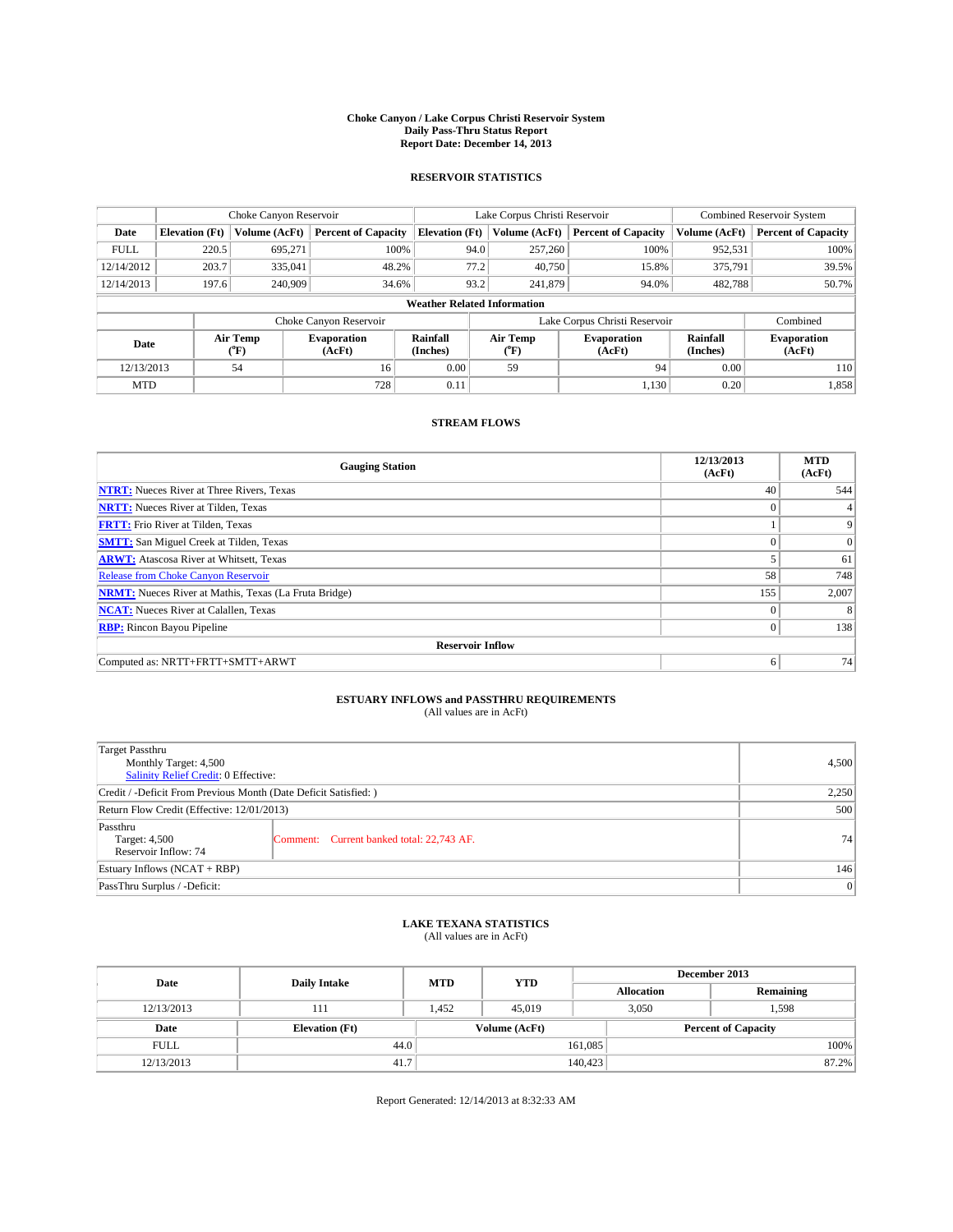**Choke Canyon / Lake Corpus Christi Reservoir System**
**Daily Pass-Thru Status Report**
**Report Date: December 14, 2013**

## RESERVOIR STATISTICS

| | Choke Canyon Reservoir | | | Lake Corpus Christi Reservoir | | | Combined Reservoir System | |
|---|---|---|---|---|---|---|---|---|
| Date | Elevation (Ft) | Volume (AcFt) | Percent of Capacity | Elevation (Ft) | Volume (AcFt) | Percent of Capacity | Volume (AcFt) | Percent of Capacity |
| FULL | 220.5 | 695,271 | 100% | 94.0 | 257,260 | 100% | 952,531 | 100% |
| 12/14/2012 | 203.7 | 335,041 | 48.2% | 77.2 | 40,750 | 15.8% | 375,791 | 39.5% |
| 12/14/2013 | 197.6 | 240,909 | 34.6% | 93.2 | 241,879 | 94.0% | 482,788 | 50.7% |

**Weather Related Information**

| | Choke Canyon Reservoir | | | Lake Corpus Christi Reservoir | | | Combined |
|---|---|---|---|---|---|---|---|
| Date | Air Temp (°F) | Evaporation (AcFt) | Rainfall (Inches) | Air Temp (°F) | Evaporation (AcFt) | Rainfall (Inches) | Evaporation (AcFt) |
| 12/13/2013 | 54 | 16 | 0.00 | 59 | 94 | 0.00 | 110 |
| MTD | | 728 | 0.11 | | 1,130 | 0.20 | 1,858 |

## STREAM FLOWS

| Gauging Station | 12/13/2013 (AcFt) | MTD (AcFt) |
|---|---|---|
| NTRT: Nueces River at Three Rivers, Texas | 40 | 544 |
| NRTT: Nueces River at Tilden, Texas | 0 | 4 |
| FRTT: Frio River at Tilden, Texas | 1 | 9 |
| SMTT: San Miguel Creek at Tilden, Texas | 0 | 0 |
| ARWT: Atascosa River at Whitsett, Texas | 5 | 61 |
| Release from Choke Canyon Reservoir | 58 | 748 |
| NRMT: Nueces River at Mathis, Texas (La Fruta Bridge) | 155 | 2,007 |
| NCAT: Nueces River at Calallen, Texas | 0 | 8 |
| RBP: Rincon Bayou Pipeline | 0 | 138 |
| **Reservoir Inflow** | | |
| Computed as: NRTT+FRTT+SMTT+ARWT | 6 | 74 |

## ESTUARY INFLOWS and PASSTHRU REQUIREMENTS
(All values are in AcFt)

| | | |
|---|---|---|
| Target Passthru<br>Monthly Target: 4,500<br>Salinity Relief Credit: 0 Effective: | | 4,500 |
| Credit / -Deficit From Previous Month (Date Deficit Satisfied: ) | | 2,250 |
| Return Flow Credit (Effective: 12/01/2013) | | 500 |
| Passthru<br>Target: 4,500<br>Reservoir Inflow: 74 | Comment: Current banked total: 22,743 AF. | 74 |
| Estuary Inflows (NCAT + RBP) | | 146 |
| PassThru Surplus / -Deficit: | | 0 |

## LAKE TEXANA STATISTICS
(All values are in AcFt)

| Date | Daily Intake | MTD | YTD | December 2013 Allocation | December 2013 Remaining |
|---|---|---|---|---|---|
| 12/13/2013 | 111 | 1,452 | 45,019 | 3,050 | 1,598 |

| Date | Elevation (Ft) | Volume (AcFt) | Percent of Capacity |
|---|---|---|---|
| FULL | 44.0 | 161,085 | 100% |
| 12/13/2013 | 41.7 | 140,423 | 87.2% |

Report Generated: 12/14/2013 at 8:32:33 AM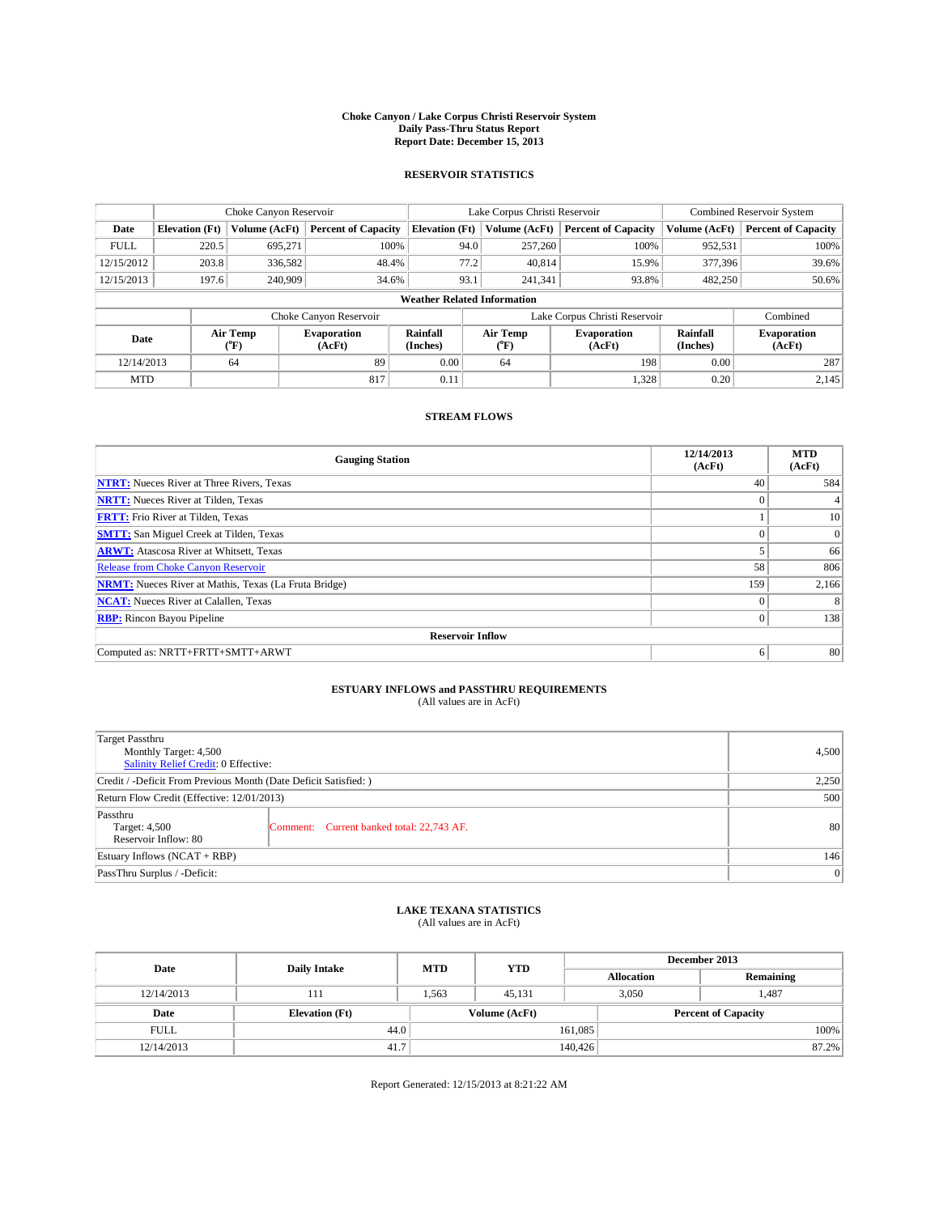**Choke Canyon / Lake Corpus Christi Reservoir System**
**Daily Pass-Thru Status Report**
**Report Date: December 15, 2013**

## RESERVOIR STATISTICS

| | Choke Canyon Reservoir | | | Lake Corpus Christi Reservoir | | | Combined Reservoir System | |
|---|---|---|---|---|---|---|---|---|
| Date | Elevation (Ft) | Volume (AcFt) | Percent of Capacity | Elevation (Ft) | Volume (AcFt) | Percent of Capacity | Volume (AcFt) | Percent of Capacity |
| FULL | 220.5 | 695,271 | 100% | 94.0 | 257,260 | 100% | 952,531 | 100% |
| 12/15/2012 | 203.8 | 336,582 | 48.4% | 77.2 | 40,814 | 15.9% | 377,396 | 39.6% |
| 12/15/2013 | 197.6 | 240,909 | 34.6% | 93.1 | 241,341 | 93.8% | 482,250 | 50.6% |

**Weather Related Information**

| | Choke Canyon Reservoir | | | Lake Corpus Christi Reservoir | | | Combined |
|---|---|---|---|---|---|---|---|
| Date | Air Temp (°F) | Evaporation (AcFt) | Rainfall (Inches) | Air Temp (°F) | Evaporation (AcFt) | Rainfall (Inches) | Evaporation (AcFt) |
| 12/14/2013 | 64 | 89 | 0.00 | 64 | 198 | 0.00 | 287 |
| MTD | | 817 | 0.11 | | 1,328 | 0.20 | 2,145 |

## STREAM FLOWS

| Gauging Station | 12/14/2013 (AcFt) | MTD (AcFt) |
|---|---|---|
| **NTRT:** Nueces River at Three Rivers, Texas | 40 | 584 |
| **NRTT:** Nueces River at Tilden, Texas | 0 | 4 |
| **FRTT:** Frio River at Tilden, Texas | 1 | 10 |
| **SMTT:** San Miguel Creek at Tilden, Texas | 0 | 0 |
| **ARWT:** Atascosa River at Whitsett, Texas | 5 | 66 |
| Release from Choke Canyon Reservoir | 58 | 806 |
| **NRMT:** Nueces River at Mathis, Texas (La Fruta Bridge) | 159 | 2,166 |
| **NCAT:** Nueces River at Calallen, Texas | 0 | 8 |
| **RBP:** Rincon Bayou Pipeline | 0 | 138 |
| **Reservoir Inflow** | | |
| Computed as: NRTT+FRTT+SMTT+ARWT | 6 | 80 |

## ESTUARY INFLOWS and PASSTHRU REQUIREMENTS
(All values are in AcFt)

| | | |
|---|---|---|
| Target Passthru<br>Monthly Target: 4,500<br>Salinity Relief Credit: 0 Effective: | | 4,500 |
| Credit / -Deficit From Previous Month (Date Deficit Satisfied: ) | | 2,250 |
| Return Flow Credit (Effective: 12/01/2013) | | 500 |
| Passthru<br>Target: 4,500<br>Reservoir Inflow: 80 | Comment: Current banked total: 22,743 AF. | 80 |
| Estuary Inflows (NCAT + RBP) | | 146 |
| PassThru Surplus / -Deficit: | | 0 |

## LAKE TEXANA STATISTICS
(All values are in AcFt)

| Date | Daily Intake | MTD | YTD | December 2013 Allocation | December 2013 Remaining |
|---|---|---|---|---|---|
| 12/14/2013 | 111 | 1,563 | 45,131 | 3,050 | 1,487 |

| Date | Elevation (Ft) | Volume (AcFt) | Percent of Capacity |
|---|---|---|---|
| FULL | 44.0 | 161,085 | 100% |
| 12/14/2013 | 41.7 | 140,426 | 87.2% |

Report Generated: 12/15/2013 at 8:21:22 AM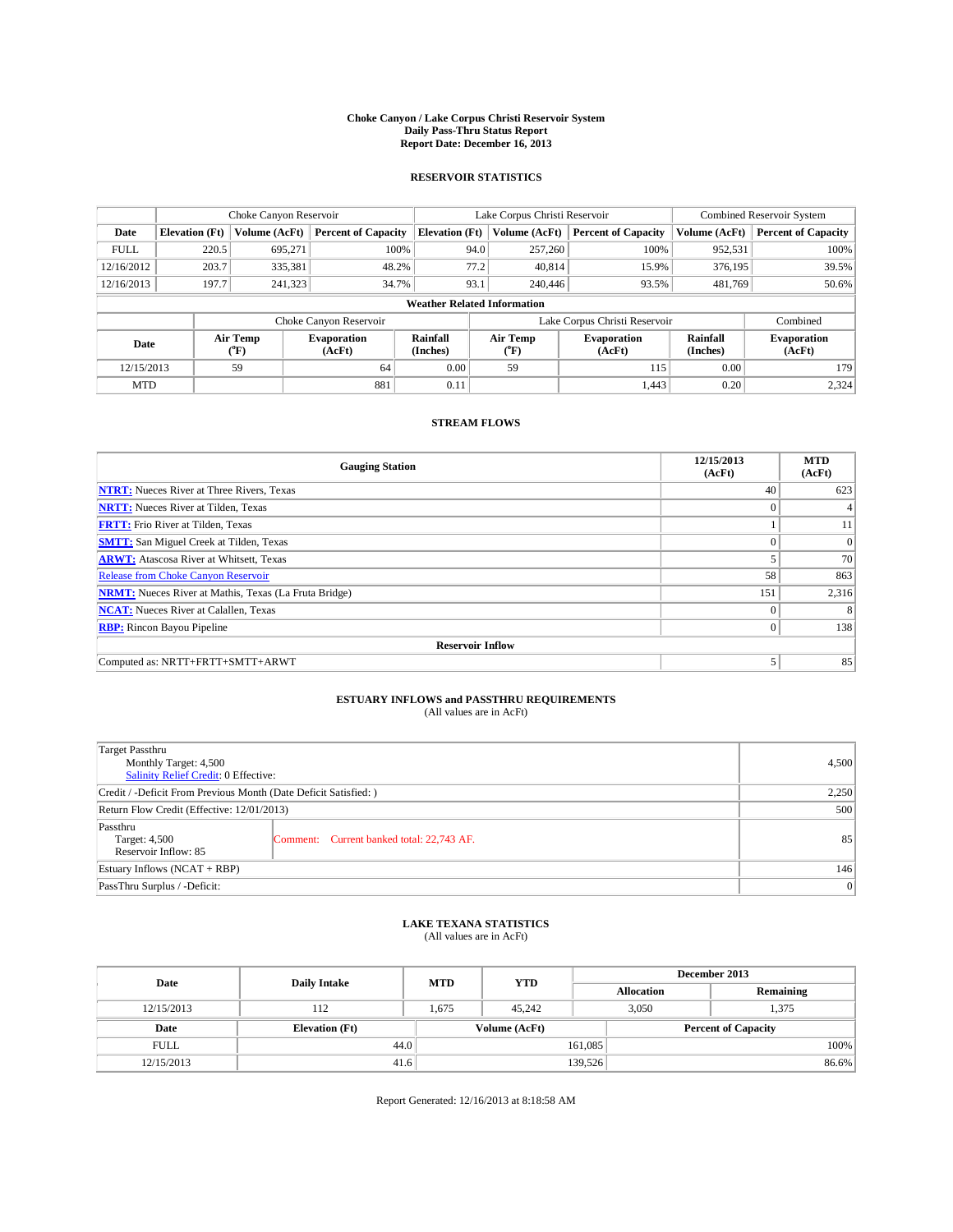**Choke Canyon / Lake Corpus Christi Reservoir System**
**Daily Pass-Thru Status Report**
**Report Date: December 16, 2013**

## RESERVOIR STATISTICS

| | Choke Canyon Reservoir | | | Lake Corpus Christi Reservoir | | | Combined Reservoir System | |
|---|---|---|---|---|---|---|---|---|
| Date | Elevation (Ft) | Volume (AcFt) | Percent of Capacity | Elevation (Ft) | Volume (AcFt) | Percent of Capacity | Volume (AcFt) | Percent of Capacity |
| FULL | 220.5 | 695,271 | 100% | 94.0 | 257,260 | 100% | 952,531 | 100% |
| 12/16/2012 | 203.7 | 335,381 | 48.2% | 77.2 | 40,814 | 15.9% | 376,195 | 39.5% |
| 12/16/2013 | 197.7 | 241,323 | 34.7% | 93.1 | 240,446 | 93.5% | 481,769 | 50.6% |

**Weather Related Information**

| | Choke Canyon Reservoir | | | Lake Corpus Christi Reservoir | | | Combined |
|---|---|---|---|---|---|---|---|
| Date | Air Temp (°F) | Evaporation (AcFt) | Rainfall (Inches) | Air Temp (°F) | Evaporation (AcFt) | Rainfall (Inches) | Evaporation (AcFt) |
| 12/15/2013 | 59 | 64 | 0.00 | 59 | 115 | 0.00 | 179 |
| MTD | | 881 | 0.11 | | 1,443 | 0.20 | 2,324 |

## STREAM FLOWS

| Gauging Station | 12/15/2013 (AcFt) | MTD (AcFt) |
|---|---|---|
| NTRT: Nueces River at Three Rivers, Texas | 40 | 623 |
| NRTT: Nueces River at Tilden, Texas | 0 | 4 |
| FRTT: Frio River at Tilden, Texas | 1 | 11 |
| SMTT: San Miguel Creek at Tilden, Texas | 0 | 0 |
| ARWT: Atascosa River at Whitsett, Texas | 5 | 70 |
| Release from Choke Canyon Reservoir | 58 | 863 |
| NRMT: Nueces River at Mathis, Texas (La Fruta Bridge) | 151 | 2,316 |
| NCAT: Nueces River at Calallen, Texas | 0 | 8 |
| RBP: Rincon Bayou Pipeline | 0 | 138 |
| **Reservoir Inflow** | | |
| Computed as: NRTT+FRTT+SMTT+ARWT | 5 | 85 |

## ESTUARY INFLOWS and PASSTHRU REQUIREMENTS

(All values are in AcFt)

| | |
|---|---|
| Target Passthru<br>Monthly Target: 4,500<br>Salinity Relief Credit: 0 Effective: | 4,500 |
| Credit / -Deficit From Previous Month (Date Deficit Satisfied: ) | 2,250 |
| Return Flow Credit (Effective: 12/01/2013) | 500 |
| Passthru<br>Target: 4,500<br>Reservoir Inflow: 85 — Comment: Current banked total: 22,743 AF. | 85 |
| Estuary Inflows (NCAT + RBP) | 146 |
| PassThru Surplus / -Deficit: | 0 |

## LAKE TEXANA STATISTICS

(All values are in AcFt)

| Date | Daily Intake | MTD | YTD | December 2013 Allocation | December 2013 Remaining |
|---|---|---|---|---|---|
| 12/15/2013 | 112 | 1,675 | 45,242 | 3,050 | 1,375 |

| Date | Elevation (Ft) | Volume (AcFt) | Percent of Capacity |
|---|---|---|---|
| FULL | 44.0 | 161,085 | 100% |
| 12/15/2013 | 41.6 | 139,526 | 86.6% |

Report Generated: 12/16/2013 at 8:18:58 AM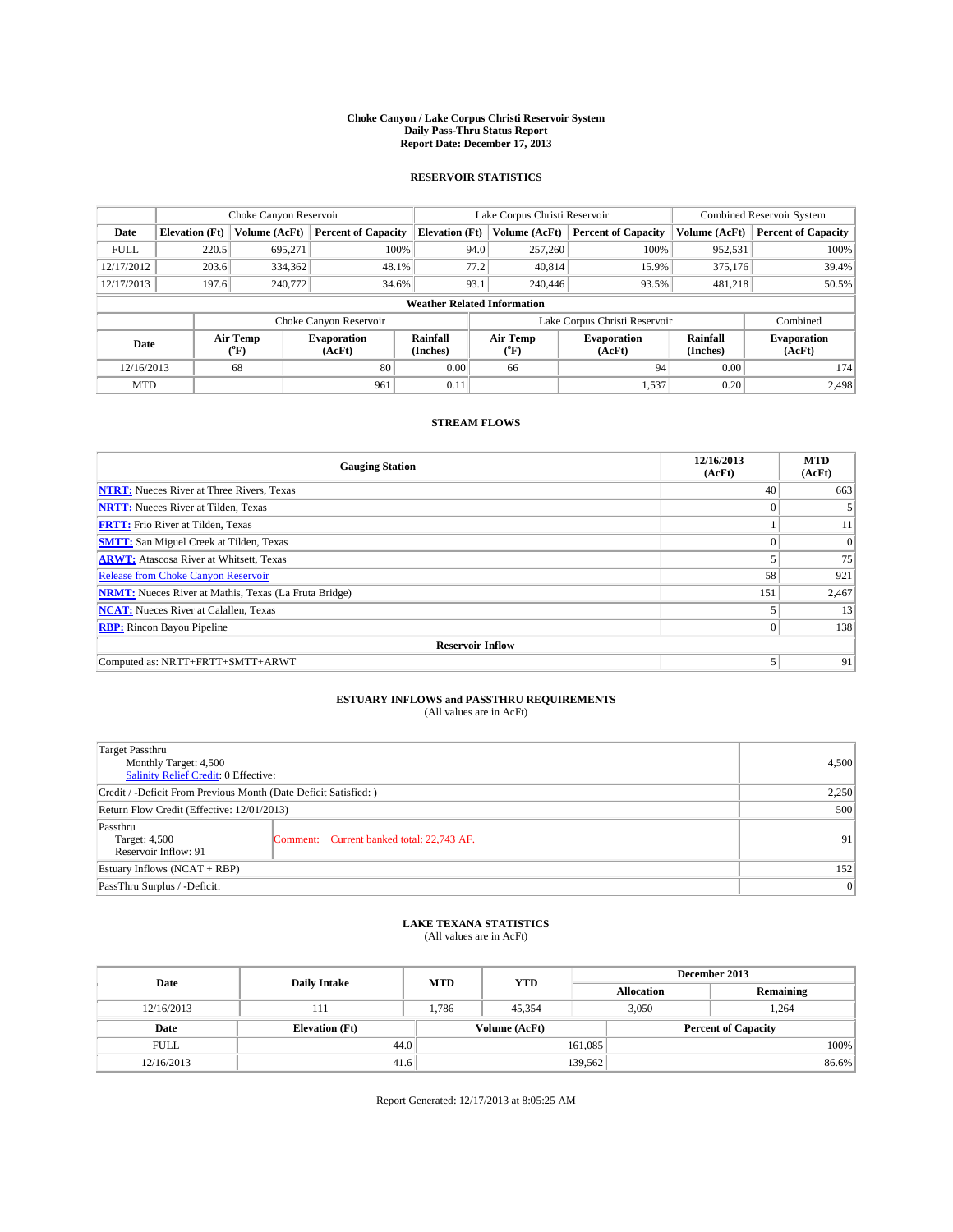**Choke Canyon / Lake Corpus Christi Reservoir System**
**Daily Pass-Thru Status Report**
**Report Date: December 17, 2013**

## RESERVOIR STATISTICS

| | Choke Canyon Reservoir | | | Lake Corpus Christi Reservoir | | | Combined Reservoir System | |
|---|---|---|---|---|---|---|---|---|
| Date | Elevation (Ft) | Volume (AcFt) | Percent of Capacity | Elevation (Ft) | Volume (AcFt) | Percent of Capacity | Volume (AcFt) | Percent of Capacity |
| FULL | 220.5 | 695,271 | 100% | 94.0 | 257,260 | 100% | 952,531 | 100% |
| 12/17/2012 | 203.6 | 334,362 | 48.1% | 77.2 | 40,814 | 15.9% | 375,176 | 39.4% |
| 12/17/2013 | 197.6 | 240,772 | 34.6% | 93.1 | 240,446 | 93.5% | 481,218 | 50.5% |

**Weather Related Information**

| | Choke Canyon Reservoir | | | Lake Corpus Christi Reservoir | | | Combined |
|---|---|---|---|---|---|---|---|
| Date | Air Temp (°F) | Evaporation (AcFt) | Rainfall (Inches) | Air Temp (°F) | Evaporation (AcFt) | Rainfall (Inches) | Evaporation (AcFt) |
| 12/16/2013 | 68 | 80 | 0.00 | 66 | 94 | 0.00 | 174 |
| MTD | | 961 | 0.11 | | 1,537 | 0.20 | 2,498 |

## STREAM FLOWS

| Gauging Station | 12/16/2013 (AcFt) | MTD (AcFt) |
|---|---|---|
| **NTRT:** Nueces River at Three Rivers, Texas | 40 | 663 |
| **NRTT:** Nueces River at Tilden, Texas | 0 | 5 |
| **FRTT:** Frio River at Tilden, Texas | 1 | 11 |
| **SMTT:** San Miguel Creek at Tilden, Texas | 0 | 0 |
| **ARWT:** Atascosa River at Whitsett, Texas | 5 | 75 |
| Release from Choke Canyon Reservoir | 58 | 921 |
| **NRMT:** Nueces River at Mathis, Texas (La Fruta Bridge) | 151 | 2,467 |
| **NCAT:** Nueces River at Calallen, Texas | 5 | 13 |
| **RBP:** Rincon Bayou Pipeline | 0 | 138 |
| **Reservoir Inflow** | | |
| Computed as: NRTT+FRTT+SMTT+ARWT | 5 | 91 |

## ESTUARY INFLOWS and PASSTHRU REQUIREMENTS
(All values are in AcFt)

| | | |
|---|---|---|
| Target Passthru<br>Monthly Target: 4,500<br>Salinity Relief Credit: 0 Effective: | | 4,500 |
| Credit / -Deficit From Previous Month (Date Deficit Satisfied: ) | | 2,250 |
| Return Flow Credit (Effective: 12/01/2013) | | 500 |
| Passthru<br>Target: 4,500<br>Reservoir Inflow: 91 | Comment: Current banked total: 22,743 AF. | 91 |
| Estuary Inflows (NCAT + RBP) | | 152 |
| PassThru Surplus / -Deficit: | | 0 |

## LAKE TEXANA STATISTICS
(All values are in AcFt)

| Date | Daily Intake | MTD | YTD | December 2013 Allocation | December 2013 Remaining |
|---|---|---|---|---|---|
| 12/16/2013 | 111 | 1,786 | 45,354 | 3,050 | 1,264 |

| Date | Elevation (Ft) | Volume (AcFt) | Percent of Capacity |
|---|---|---|---|
| FULL | 44.0 | 161,085 | 100% |
| 12/16/2013 | 41.6 | 139,562 | 86.6% |

Report Generated: 12/17/2013 at 8:05:25 AM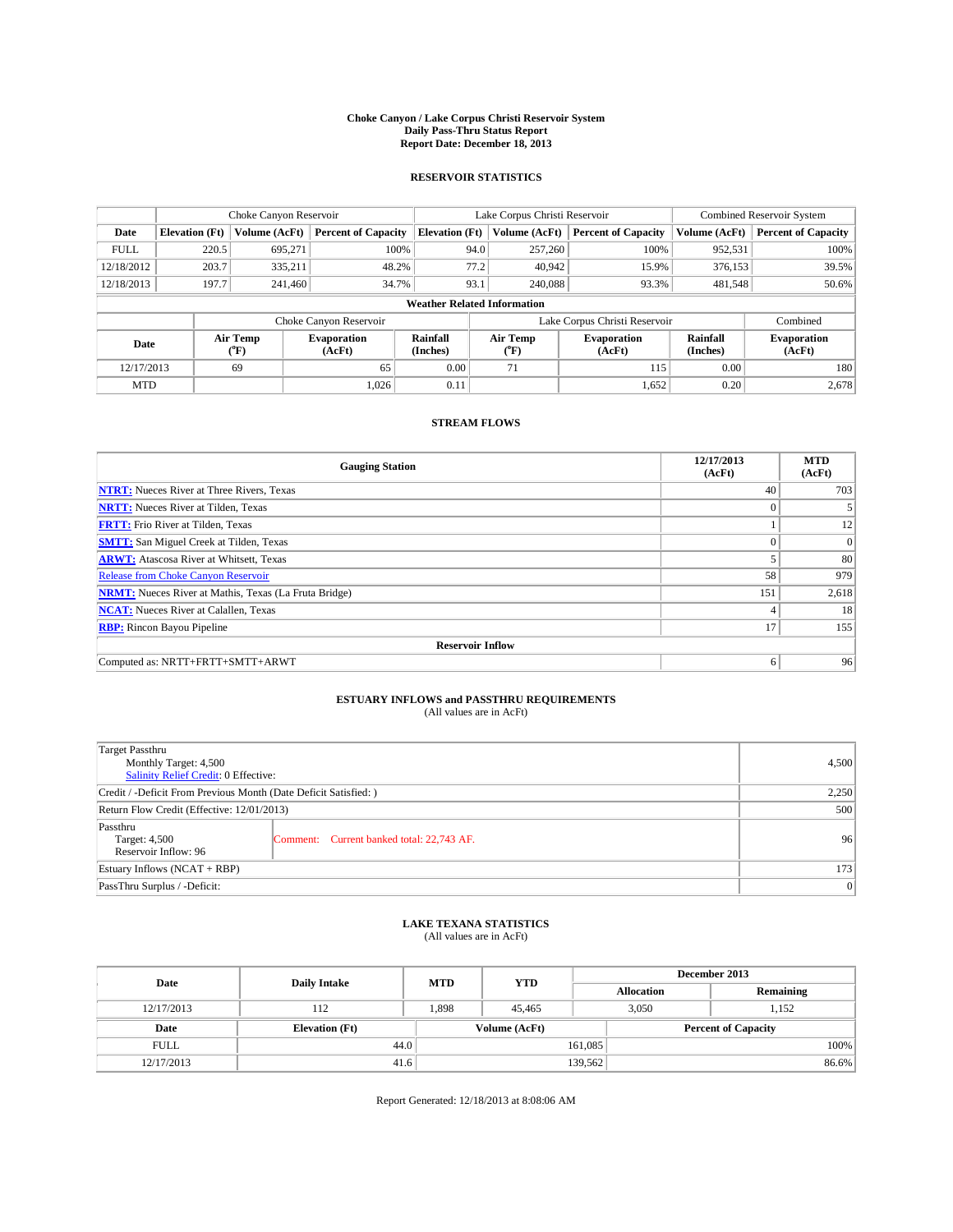**Choke Canyon / Lake Corpus Christi Reservoir System**
**Daily Pass-Thru Status Report**
**Report Date: December 18, 2013**

## RESERVOIR STATISTICS

| | Choke Canyon Reservoir | | | Lake Corpus Christi Reservoir | | | Combined Reservoir System | |
|---|---|---|---|---|---|---|---|---|
| **Date** | **Elevation (Ft)** | **Volume (AcFt)** | **Percent of Capacity** | **Elevation (Ft)** | **Volume (AcFt)** | **Percent of Capacity** | **Volume (AcFt)** | **Percent of Capacity** |
| FULL | 220.5 | 695,271 | 100% | 94.0 | 257,260 | 100% | 952,531 | 100% |
| 12/18/2012 | 203.7 | 335,211 | 48.2% | 77.2 | 40,942 | 15.9% | 376,153 | 39.5% |
| 12/18/2013 | 197.7 | 241,460 | 34.7% | 93.1 | 240,088 | 93.3% | 481,548 | 50.6% |

**Weather Related Information**

| | Choke Canyon Reservoir | | | Lake Corpus Christi Reservoir | | | Combined |
|---|---|---|---|---|---|---|---|
| **Date** | **Air Temp (°F)** | **Evaporation (AcFt)** | **Rainfall (Inches)** | **Air Temp (°F)** | **Evaporation (AcFt)** | **Rainfall (Inches)** | **Evaporation (AcFt)** |
| 12/17/2013 | 69 | 65 | 0.00 | 71 | 115 | 0.00 | 180 |
| MTD | | 1,026 | 0.11 | | 1,652 | 0.20 | 2,678 |

## STREAM FLOWS

| Gauging Station | 12/17/2013 (AcFt) | MTD (AcFt) |
|---|---|---|
| **NTRT:** Nueces River at Three Rivers, Texas | 40 | 703 |
| **NRTT:** Nueces River at Tilden, Texas | 0 | 5 |
| **FRTT:** Frio River at Tilden, Texas | 1 | 12 |
| **SMTT:** San Miguel Creek at Tilden, Texas | 0 | 0 |
| **ARWT:** Atascosa River at Whitsett, Texas | 5 | 80 |
| Release from Choke Canyon Reservoir | 58 | 979 |
| **NRMT:** Nueces River at Mathis, Texas (La Fruta Bridge) | 151 | 2,618 |
| **NCAT:** Nueces River at Calallen, Texas | 4 | 18 |
| **RBP:** Rincon Bayou Pipeline | 17 | 155 |
| **Reservoir Inflow** | | |
| Computed as: NRTT+FRTT+SMTT+ARWT | 6 | 96 |

## ESTUARY INFLOWS and PASSTHRU REQUIREMENTS
(All values are in AcFt)

| | |
|---|---|
| Target Passthru<br>Monthly Target: 4,500<br>Salinity Relief Credit: 0 Effective: | 4,500 |
| Credit / -Deficit From Previous Month (Date Deficit Satisfied: ) | 2,250 |
| Return Flow Credit (Effective: 12/01/2013) | 500 |
| Passthru<br>Target: 4,500<br>Reservoir Inflow: 96 — Comment: Current banked total: 22,743 AF. | 96 |
| Estuary Inflows (NCAT + RBP) | 173 |
| PassThru Surplus / -Deficit: | 0 |

## LAKE TEXANA STATISTICS
(All values are in AcFt)

| Date | Daily Intake | MTD | YTD | December 2013 Allocation | December 2013 Remaining |
|---|---|---|---|---|---|
| 12/17/2013 | 112 | 1,898 | 45,465 | 3,050 | 1,152 |

| Date | Elevation (Ft) | Volume (AcFt) | Percent of Capacity |
|---|---|---|---|
| FULL | 44.0 | 161,085 | 100% |
| 12/17/2013 | 41.6 | 139,562 | 86.6% |

Report Generated: 12/18/2013 at 8:08:06 AM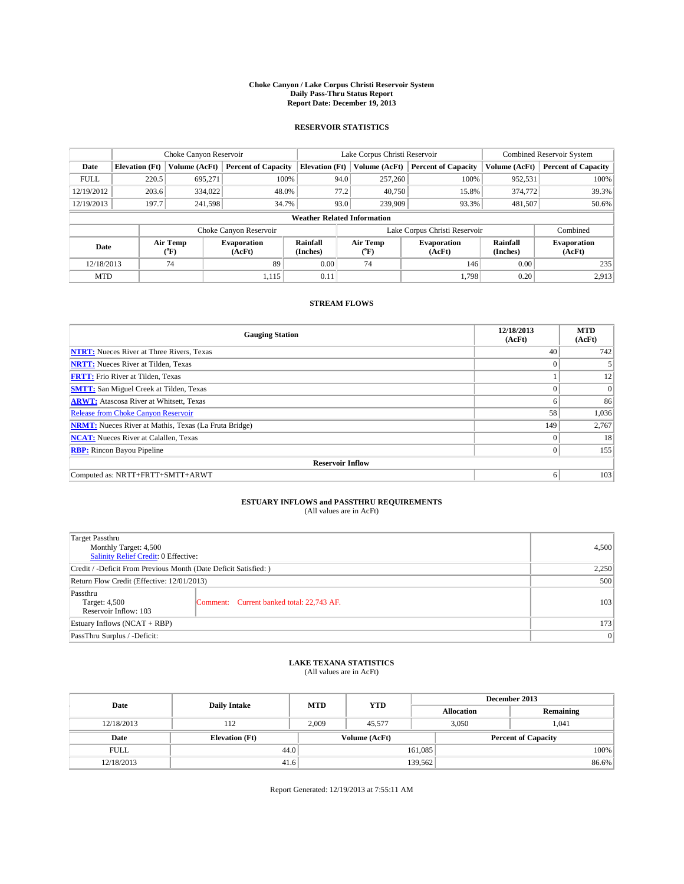# Choke Canyon / Lake Corpus Christi Reservoir System
## Daily Pass-Thru Status Report
### Report Date: December 19, 2013

## RESERVOIR STATISTICS

| | Choke Canyon Reservoir | | | Lake Corpus Christi Reservoir | | | Combined Reservoir System | |
|---|---|---|---|---|---|---|---|---|
| Date | Elevation (Ft) | Volume (AcFt) | Percent of Capacity | Elevation (Ft) | Volume (AcFt) | Percent of Capacity | Volume (AcFt) | Percent of Capacity |
| FULL | 220.5 | 695,271 | 100% | 94.0 | 257,260 | 100% | 952,531 | 100% |
| 12/19/2012 | 203.6 | 334,022 | 48.0% | 77.2 | 40,750 | 15.8% | 374,772 | 39.3% |
| 12/19/2013 | 197.7 | 241,598 | 34.7% | 93.0 | 239,909 | 93.3% | 481,507 | 50.6% |

**Weather Related Information**

| | Choke Canyon Reservoir | | | Lake Corpus Christi Reservoir | | | Combined |
|---|---|---|---|---|---|---|---|
| Date | Air Temp (°F) | Evaporation (AcFt) | Rainfall (Inches) | Air Temp (°F) | Evaporation (AcFt) | Rainfall (Inches) | Evaporation (AcFt) |
| 12/18/2013 | 74 | 89 | 0.00 | 74 | 146 | 0.00 | 235 |
| MTD | | 1,115 | 0.11 | | 1,798 | 0.20 | 2,913 |

## STREAM FLOWS

| Gauging Station | 12/18/2013 (AcFt) | MTD (AcFt) |
|---|---|---|
| **NTRT:** Nueces River at Three Rivers, Texas | 40 | 742 |
| **NRTT:** Nueces River at Tilden, Texas | 0 | 5 |
| **FRTT:** Frio River at Tilden, Texas | 1 | 12 |
| **SMTT:** San Miguel Creek at Tilden, Texas | 0 | 0 |
| **ARWT:** Atascosa River at Whitsett, Texas | 6 | 86 |
| Release from Choke Canyon Reservoir | 58 | 1,036 |
| **NRMT:** Nueces River at Mathis, Texas (La Fruta Bridge) | 149 | 2,767 |
| **NCAT:** Nueces River at Calallen, Texas | 0 | 18 |
| **RBP:** Rincon Bayou Pipeline | 0 | 155 |
| **Reservoir Inflow** | | |
| Computed as: NRTT+FRTT+SMTT+ARWT | 6 | 103 |

## ESTUARY INFLOWS and PASSTHRU REQUIREMENTS
(All values are in AcFt)

| | | |
|---|---|---|
| Target Passthru<br>Monthly Target: 4,500<br>Salinity Relief Credit: 0 Effective: | | 4,500 |
| Credit / -Deficit From Previous Month (Date Deficit Satisfied: ) | | 2,250 |
| Return Flow Credit (Effective: 12/01/2013) | | 500 |
| Passthru<br>Target: 4,500<br>Reservoir Inflow: 103 | Comment: Current banked total: 22,743 AF. | 103 |
| Estuary Inflows (NCAT + RBP) | | 173 |
| PassThru Surplus / -Deficit: | | 0 |

## LAKE TEXANA STATISTICS
(All values are in AcFt)

| Date | Daily Intake | MTD | YTD | December 2013 | |
|---|---|---|---|---|---|
| | | | | Allocation | Remaining |
| 12/18/2013 | 112 | 2,009 | 45,577 | 3,050 | 1,041 |

| Date | Elevation (Ft) | Volume (AcFt) | Percent of Capacity |
|---|---|---|---|
| FULL | 44.0 | 161,085 | 100% |
| 12/18/2013 | 41.6 | 139,562 | 86.6% |

Report Generated: 12/19/2013 at 7:55:11 AM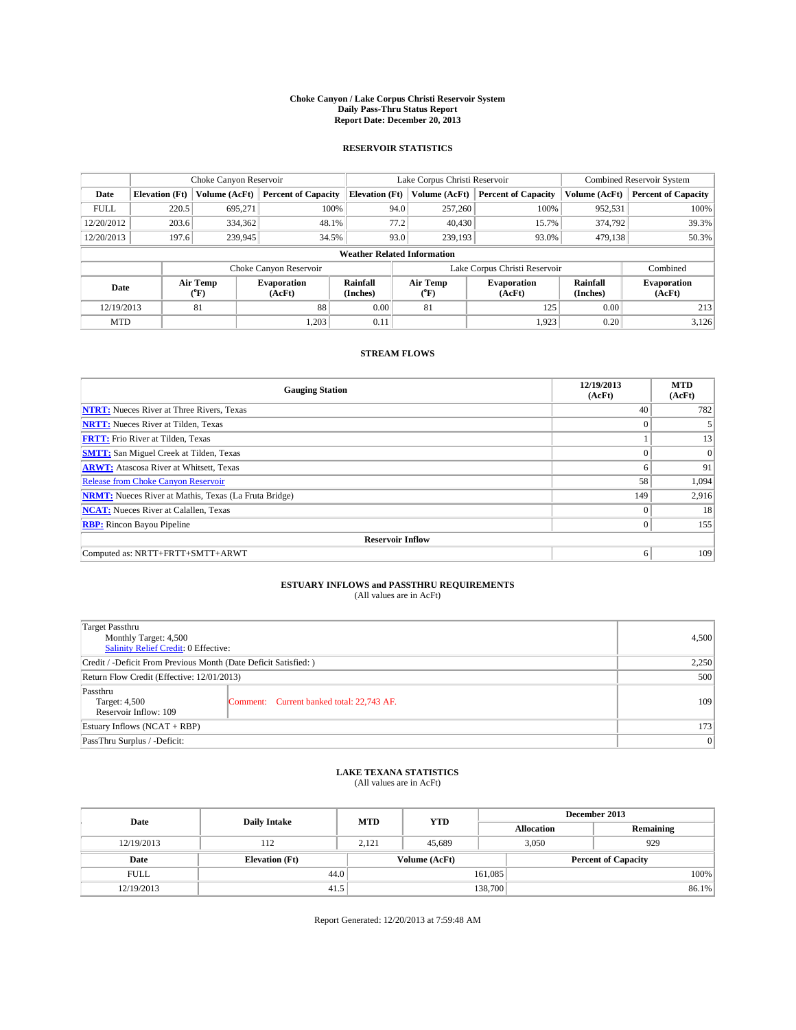**Choke Canyon / Lake Corpus Christi Reservoir System**
**Daily Pass-Thru Status Report**
**Report Date: December 20, 2013**

### RESERVOIR STATISTICS

| | Choke Canyon Reservoir | | | Lake Corpus Christi Reservoir | | | Combined Reservoir System | |
|---|---|---|---|---|---|---|---|---|
| Date | Elevation (Ft) | Volume (AcFt) | Percent of Capacity | Elevation (Ft) | Volume (AcFt) | Percent of Capacity | Volume (AcFt) | Percent of Capacity |
| FULL | 220.5 | 695,271 | 100% | 94.0 | 257,260 | 100% | 952,531 | 100% |
| 12/20/2012 | 203.6 | 334,362 | 48.1% | 77.2 | 40,430 | 15.7% | 374,792 | 39.3% |
| 12/20/2013 | 197.6 | 239,945 | 34.5% | 93.0 | 239,193 | 93.0% | 479,138 | 50.3% |

**Weather Related Information**

| | Choke Canyon Reservoir | | | Lake Corpus Christi Reservoir | | | Combined |
|---|---|---|---|---|---|---|---|
| Date | Air Temp (°F) | Evaporation (AcFt) | Rainfall (Inches) | Air Temp (°F) | Evaporation (AcFt) | Rainfall (Inches) | Evaporation (AcFt) |
| 12/19/2013 | 81 | 88 | 0.00 | 81 | 125 | 0.00 | 213 |
| MTD | | 1,203 | 0.11 | | 1,923 | 0.20 | 3,126 |

### STREAM FLOWS

| Gauging Station | 12/19/2013 (AcFt) | MTD (AcFt) |
|---|---|---|
| **NTRT:** Nueces River at Three Rivers, Texas | 40 | 782 |
| **NRTT:** Nueces River at Tilden, Texas | 0 | 5 |
| **FRTT:** Frio River at Tilden, Texas | 1 | 13 |
| **SMTT:** San Miguel Creek at Tilden, Texas | 0 | 0 |
| **ARWT:** Atascosa River at Whitsett, Texas | 6 | 91 |
| Release from Choke Canyon Reservoir | 58 | 1,094 |
| **NRMT:** Nueces River at Mathis, Texas (La Fruta Bridge) | 149 | 2,916 |
| **NCAT:** Nueces River at Calallen, Texas | 0 | 18 |
| **RBP:** Rincon Bayou Pipeline | 0 | 155 |
| **Reservoir Inflow** | | |
| Computed as: NRTT+FRTT+SMTT+ARWT | 6 | 109 |

### ESTUARY INFLOWS and PASSTHRU REQUIREMENTS
(All values are in AcFt)

| | | |
|---|---|---|
| Target Passthru<br>Monthly Target: 4,500<br>Salinity Relief Credit: 0 Effective: | | 4,500 |
| Credit / -Deficit From Previous Month (Date Deficit Satisfied: ) | | 2,250 |
| Return Flow Credit (Effective: 12/01/2013) | | 500 |
| Passthru<br>Target: 4,500<br>Reservoir Inflow: 109 | Comment: Current banked total: 22,743 AF. | 109 |
| Estuary Inflows (NCAT + RBP) | | 173 |
| PassThru Surplus / -Deficit: | | 0 |

### LAKE TEXANA STATISTICS
(All values are in AcFt)

| Date | Daily Intake | MTD | YTD | December 2013 Allocation | December 2013 Remaining |
|---|---|---|---|---|---|
| 12/19/2013 | 112 | 2,121 | 45,689 | 3,050 | 929 |

| Date | Elevation (Ft) | Volume (AcFt) | Percent of Capacity |
|---|---|---|---|
| FULL | 44.0 | 161,085 | 100% |
| 12/19/2013 | 41.5 | 138,700 | 86.1% |

Report Generated: 12/20/2013 at 7:59:48 AM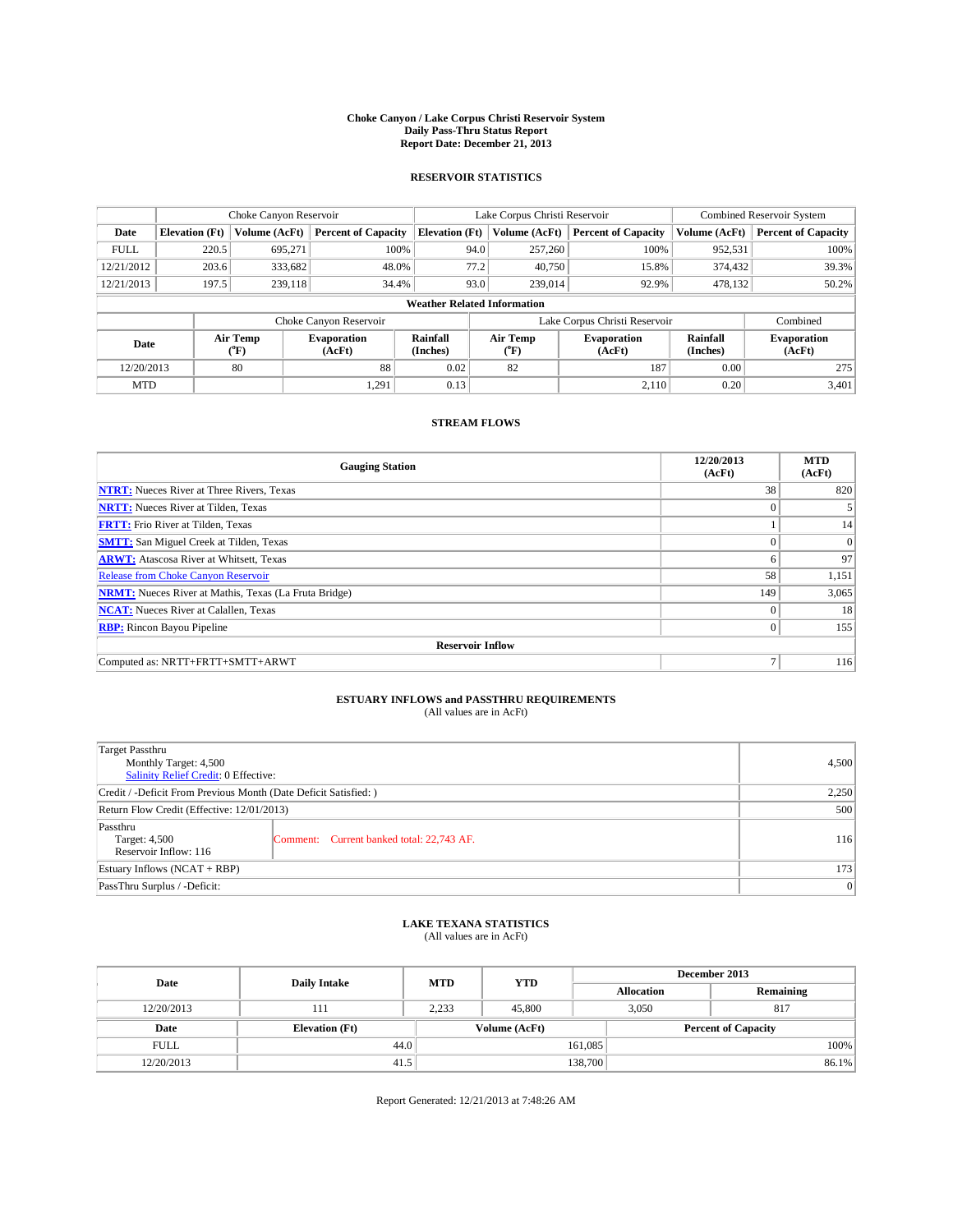**Choke Canyon / Lake Corpus Christi Reservoir System**
**Daily Pass-Thru Status Report**
**Report Date: December 21, 2013**

## RESERVOIR STATISTICS

| | Choke Canyon Reservoir | | | Lake Corpus Christi Reservoir | | | Combined Reservoir System | |
|---|---|---|---|---|---|---|---|---|
| **Date** | **Elevation (Ft)** | **Volume (AcFt)** | **Percent of Capacity** | **Elevation (Ft)** | **Volume (AcFt)** | **Percent of Capacity** | **Volume (AcFt)** | **Percent of Capacity** |
| FULL | 220.5 | 695,271 | 100% | 94.0 | 257,260 | 100% | 952,531 | 100% |
| 12/21/2012 | 203.6 | 333,682 | 48.0% | 77.2 | 40,750 | 15.8% | 374,432 | 39.3% |
| 12/21/2013 | 197.5 | 239,118 | 34.4% | 93.0 | 239,014 | 92.9% | 478,132 | 50.2% |

**Weather Related Information**

| | Choke Canyon Reservoir | | | Lake Corpus Christi Reservoir | | | Combined |
|---|---|---|---|---|---|---|---|
| **Date** | **Air Temp (°F)** | **Evaporation (AcFt)** | **Rainfall (Inches)** | **Air Temp (°F)** | **Evaporation (AcFt)** | **Rainfall (Inches)** | **Evaporation (AcFt)** |
| 12/20/2013 | 80 | 88 | 0.02 | 82 | 187 | 0.00 | 275 |
| MTD | | 1,291 | 0.13 | | 2,110 | 0.20 | 3,401 |

## STREAM FLOWS

| Gauging Station | 12/20/2013 (AcFt) | MTD (AcFt) |
|---|---|---|
| **NTRT:** Nueces River at Three Rivers, Texas | 38 | 820 |
| **NRTT:** Nueces River at Tilden, Texas | 0 | 5 |
| **FRTT:** Frio River at Tilden, Texas | 1 | 14 |
| **SMTT:** San Miguel Creek at Tilden, Texas | 0 | 0 |
| **ARWT:** Atascosa River at Whitsett, Texas | 6 | 97 |
| Release from Choke Canyon Reservoir | 58 | 1,151 |
| **NRMT:** Nueces River at Mathis, Texas (La Fruta Bridge) | 149 | 3,065 |
| **NCAT:** Nueces River at Calallen, Texas | 0 | 18 |
| **RBP:** Rincon Bayou Pipeline | 0 | 155 |
| **Reservoir Inflow** | | |
| Computed as: NRTT+FRTT+SMTT+ARWT | 7 | 116 |

## ESTUARY INFLOWS and PASSTHRU REQUIREMENTS

(All values are in AcFt)

| | | |
|---|---|---|
| Target Passthru<br>Monthly Target: 4,500<br>Salinity Relief Credit: 0 Effective: | | 4,500 |
| Credit / -Deficit From Previous Month (Date Deficit Satisfied: ) | | 2,250 |
| Return Flow Credit (Effective: 12/01/2013) | | 500 |
| Passthru<br>Target: 4,500<br>Reservoir Inflow: 116 | Comment: Current banked total: 22,743 AF. | 116 |
| Estuary Inflows (NCAT + RBP) | | 173 |
| PassThru Surplus / -Deficit: | | 0 |

## LAKE TEXANA STATISTICS

(All values are in AcFt)

| Date | Daily Intake | MTD | YTD | December 2013 | |
|---|---|---|---|---|---|
| | | | | **Allocation** | **Remaining** |
| 12/20/2013 | 111 | 2,233 | 45,800 | 3,050 | 817 |

| Date | Elevation (Ft) | Volume (AcFt) | Percent of Capacity |
|---|---|---|---|
| FULL | 44.0 | 161,085 | 100% |
| 12/20/2013 | 41.5 | 138,700 | 86.1% |

Report Generated: 12/21/2013 at 7:48:26 AM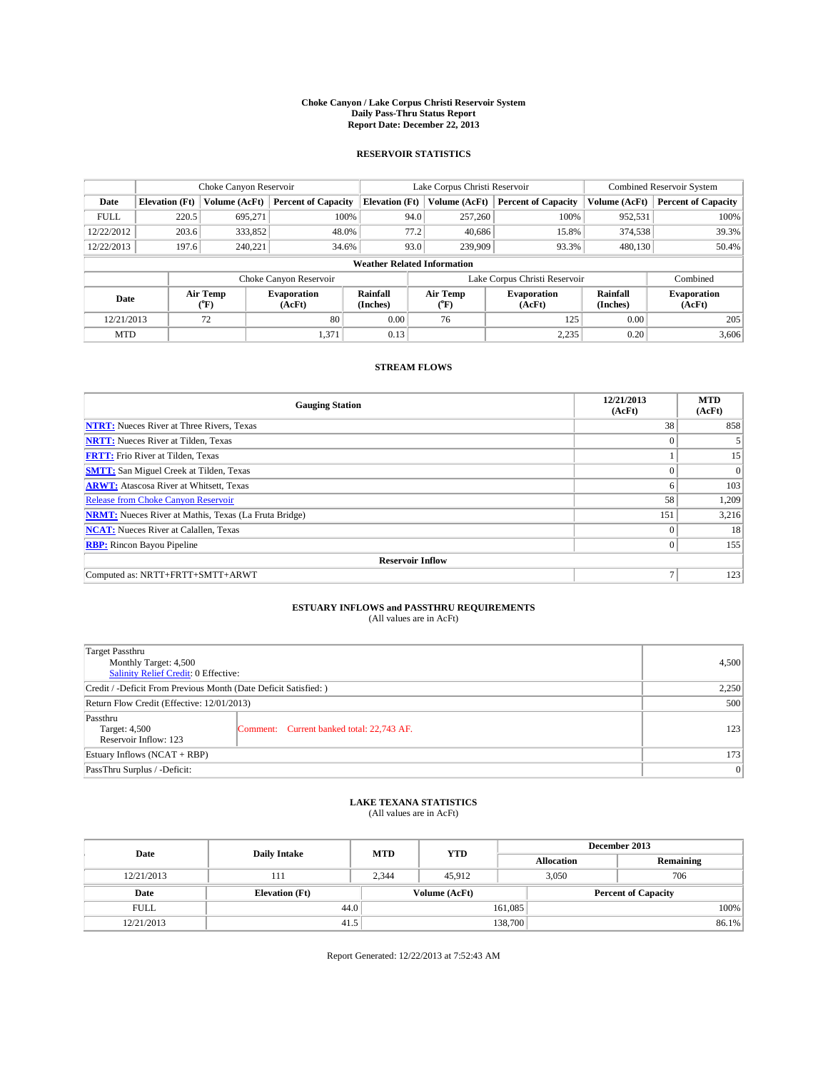**Choke Canyon / Lake Corpus Christi Reservoir System**
**Daily Pass-Thru Status Report**
**Report Date: December 22, 2013**

## RESERVOIR STATISTICS

| | Choke Canyon Reservoir | | | Lake Corpus Christi Reservoir | | | Combined Reservoir System | |
|---|---|---|---|---|---|---|---|---|
| Date | Elevation (Ft) | Volume (AcFt) | Percent of Capacity | Elevation (Ft) | Volume (AcFt) | Percent of Capacity | Volume (AcFt) | Percent of Capacity |
| FULL | 220.5 | 695,271 | 100% | 94.0 | 257,260 | 100% | 952,531 | 100% |
| 12/22/2012 | 203.6 | 333,852 | 48.0% | 77.2 | 40,686 | 15.8% | 374,538 | 39.3% |
| 12/22/2013 | 197.6 | 240,221 | 34.6% | 93.0 | 239,909 | 93.3% | 480,130 | 50.4% |

**Weather Related Information**

| | Choke Canyon Reservoir | | | Lake Corpus Christi Reservoir | | | Combined |
|---|---|---|---|---|---|---|---|
| Date | Air Temp (℉) | Evaporation (AcFt) | Rainfall (Inches) | Air Temp (℉) | Evaporation (AcFt) | Rainfall (Inches) | Evaporation (AcFt) |
| 12/21/2013 | 72 | 80 | 0.00 | 76 | 125 | 0.00 | 205 |
| MTD | | 1,371 | 0.13 | | 2,235 | 0.20 | 3,606 |

## STREAM FLOWS

| Gauging Station | 12/21/2013 (AcFt) | MTD (AcFt) |
|---|---|---|
| **NTRT:** Nueces River at Three Rivers, Texas | 38 | 858 |
| **NRTT:** Nueces River at Tilden, Texas | 0 | 5 |
| **FRTT:** Frio River at Tilden, Texas | 1 | 15 |
| **SMTT:** San Miguel Creek at Tilden, Texas | 0 | 0 |
| **ARWT:** Atascosa River at Whitsett, Texas | 6 | 103 |
| Release from Choke Canyon Reservoir | 58 | 1,209 |
| **NRMT:** Nueces River at Mathis, Texas (La Fruta Bridge) | 151 | 3,216 |
| **NCAT:** Nueces River at Calallen, Texas | 0 | 18 |
| **RBP:** Rincon Bayou Pipeline | 0 | 155 |
| **Reservoir Inflow** | | |
| Computed as: NRTT+FRTT+SMTT+ARWT | 7 | 123 |

## ESTUARY INFLOWS and PASSTHRU REQUIREMENTS

(All values are in AcFt)

| | |
|---|---|
| Target Passthru<br>Monthly Target: 4,500<br>Salinity Relief Credit: 0 Effective: | 4,500 |
| Credit / -Deficit From Previous Month (Date Deficit Satisfied: ) | 2,250 |
| Return Flow Credit (Effective: 12/01/2013) | 500 |
| Passthru<br>Target: 4,500<br>Reservoir Inflow: 123 — Comment: Current banked total: 22,743 AF. | 123 |
| Estuary Inflows (NCAT + RBP) | 173 |
| PassThru Surplus / -Deficit: | 0 |

## LAKE TEXANA STATISTICS

(All values are in AcFt)

| Date | Daily Intake | MTD | YTD | December 2013 Allocation | December 2013 Remaining |
|---|---|---|---|---|---|
| 12/21/2013 | 111 | 2,344 | 45,912 | 3,050 | 706 |

| Date | Elevation (Ft) | Volume (AcFt) | Percent of Capacity |
|---|---|---|---|
| FULL | 44.0 | 161,085 | 100% |
| 12/21/2013 | 41.5 | 138,700 | 86.1% |

Report Generated: 12/22/2013 at 7:52:43 AM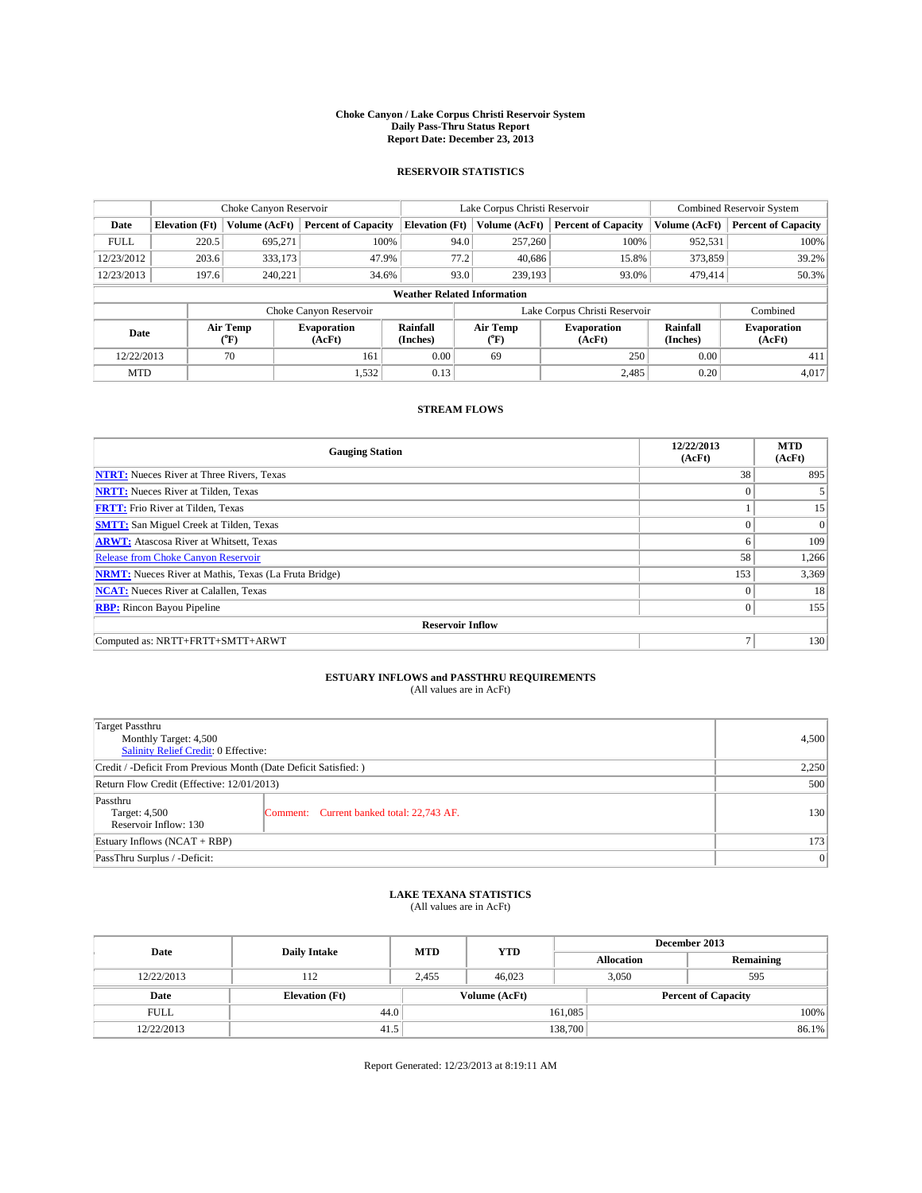# Choke Canyon / Lake Corpus Christi Reservoir System
## Daily Pass-Thru Status Report
## Report Date: December 23, 2013

### RESERVOIR STATISTICS

| | Choke Canyon Reservoir | | | Lake Corpus Christi Reservoir | | | Combined Reservoir System | |
|---|---|---|---|---|---|---|---|---|
| Date | Elevation (Ft) | Volume (AcFt) | Percent of Capacity | Elevation (Ft) | Volume (AcFt) | Percent of Capacity | Volume (AcFt) | Percent of Capacity |
| FULL | 220.5 | 695,271 | 100% | 94.0 | 257,260 | 100% | 952,531 | 100% |
| 12/23/2012 | 203.6 | 333,173 | 47.9% | 77.2 | 40,686 | 15.8% | 373,859 | 39.2% |
| 12/23/2013 | 197.6 | 240,221 | 34.6% | 93.0 | 239,193 | 93.0% | 479,414 | 50.3% |

**Weather Related Information**

| | Choke Canyon Reservoir | | | Lake Corpus Christi Reservoir | | | Combined |
|---|---|---|---|---|---|---|---|
| Date | Air Temp (°F) | Evaporation (AcFt) | Rainfall (Inches) | Air Temp (°F) | Evaporation (AcFt) | Rainfall (Inches) | Evaporation (AcFt) |
| 12/22/2013 | 70 | 161 | 0.00 | 69 | 250 | 0.00 | 411 |
| MTD | | 1,532 | 0.13 | | 2,485 | 0.20 | 4,017 |

### STREAM FLOWS

| Gauging Station | 12/22/2013 (AcFt) | MTD (AcFt) |
|---|---|---|
| NTRT: Nueces River at Three Rivers, Texas | 38 | 895 |
| NRTT: Nueces River at Tilden, Texas | 0 | 5 |
| FRTT: Frio River at Tilden, Texas | 1 | 15 |
| SMTT: San Miguel Creek at Tilden, Texas | 0 | 0 |
| ARWT: Atascosa River at Whitsett, Texas | 6 | 109 |
| Release from Choke Canyon Reservoir | 58 | 1,266 |
| NRMT: Nueces River at Mathis, Texas (La Fruta Bridge) | 153 | 3,369 |
| NCAT: Nueces River at Calallen, Texas | 0 | 18 |
| RBP: Rincon Bayou Pipeline | 0 | 155 |
| **Reservoir Inflow** | | |
| Computed as: NRTT+FRTT+SMTT+ARWT | 7 | 130 |

### ESTUARY INFLOWS and PASSTHRU REQUIREMENTS
(All values are in AcFt)

| | | |
|---|---|---|
| Target Passthru<br>Monthly Target: 4,500<br>Salinity Relief Credit: 0 Effective: | | 4,500 |
| Credit / -Deficit From Previous Month (Date Deficit Satisfied: ) | | 2,250 |
| Return Flow Credit (Effective: 12/01/2013) | | 500 |
| Passthru<br>Target: 4,500<br>Reservoir Inflow: 130 | Comment: Current banked total: 22,743 AF. | 130 |
| Estuary Inflows (NCAT + RBP) | | 173 |
| PassThru Surplus / -Deficit: | | 0 |

### LAKE TEXANA STATISTICS
(All values are in AcFt)

| Date | Daily Intake | MTD | YTD | December 2013 Allocation | December 2013 Remaining |
|---|---|---|---|---|---|
| 12/22/2013 | 112 | 2,455 | 46,023 | 3,050 | 595 |

| Date | Elevation (Ft) | Volume (AcFt) | Percent of Capacity |
|---|---|---|---|
| FULL | 44.0 | 161,085 | 100% |
| 12/22/2013 | 41.5 | 138,700 | 86.1% |

Report Generated: 12/23/2013 at 8:19:11 AM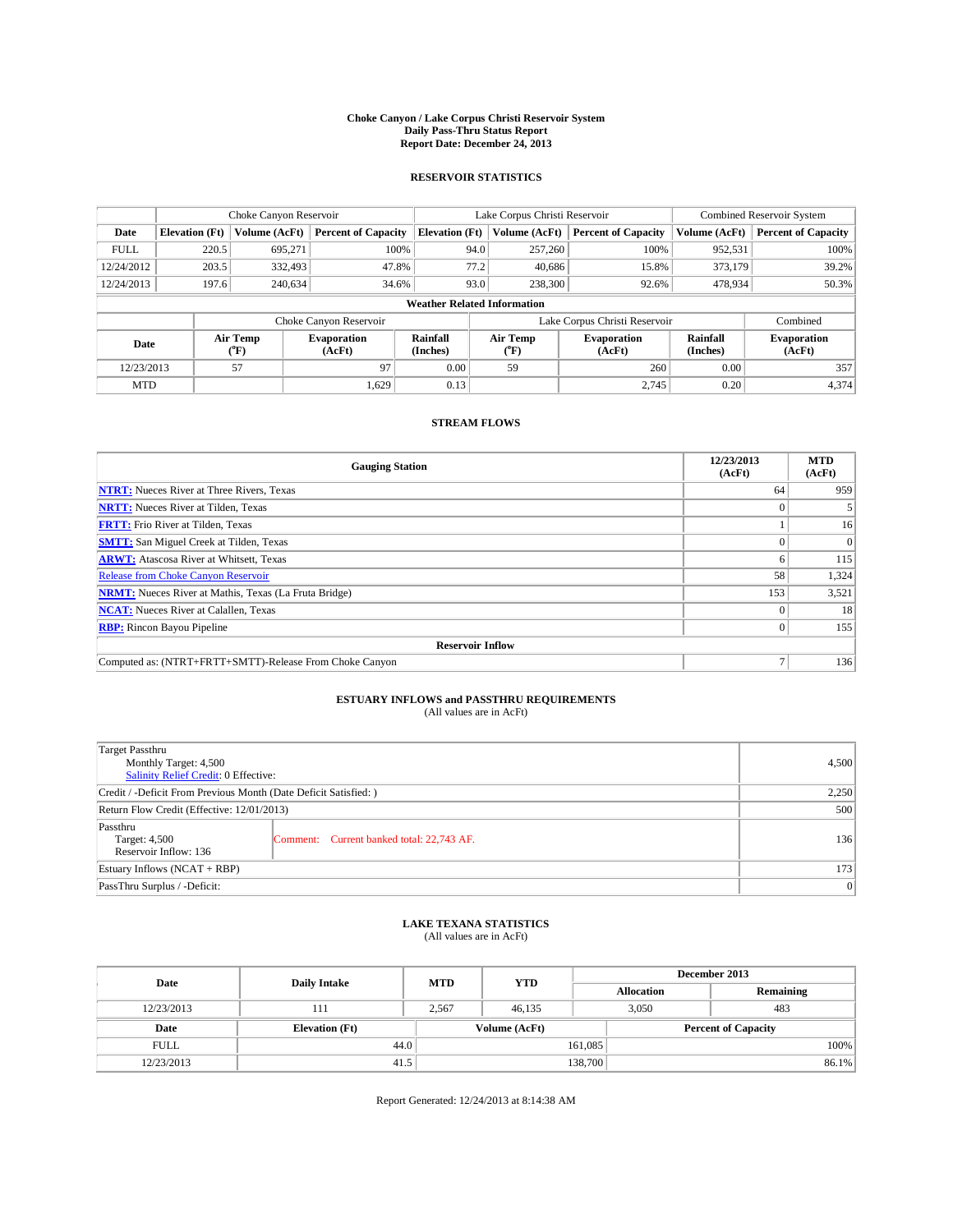**Choke Canyon / Lake Corpus Christi Reservoir System**
**Daily Pass-Thru Status Report**
**Report Date: December 24, 2013**

## RESERVOIR STATISTICS

| | Choke Canyon Reservoir | | | Lake Corpus Christi Reservoir | | | Combined Reservoir System | |
|---|---|---|---|---|---|---|---|---|
| **Date** | **Elevation (Ft)** | **Volume (AcFt)** | **Percent of Capacity** | **Elevation (Ft)** | **Volume (AcFt)** | **Percent of Capacity** | **Volume (AcFt)** | **Percent of Capacity** |
| FULL | 220.5 | 695,271 | 100% | 94.0 | 257,260 | 100% | 952,531 | 100% |
| 12/24/2012 | 203.5 | 332,493 | 47.8% | 77.2 | 40,686 | 15.8% | 373,179 | 39.2% |
| 12/24/2013 | 197.6 | 240,634 | 34.6% | 93.0 | 238,300 | 92.6% | 478,934 | 50.3% |

**Weather Related Information**

| | Choke Canyon Reservoir | | | Lake Corpus Christi Reservoir | | | Combined |
|---|---|---|---|---|---|---|---|
| **Date** | **Air Temp (°F)** | **Evaporation (AcFt)** | **Rainfall (Inches)** | **Air Temp (°F)** | **Evaporation (AcFt)** | **Rainfall (Inches)** | **Evaporation (AcFt)** |
| 12/23/2013 | 57 | 97 | 0.00 | 59 | 260 | 0.00 | 357 |
| MTD | | 1,629 | 0.13 | | 2,745 | 0.20 | 4,374 |

## STREAM FLOWS

| Gauging Station | 12/23/2013 (AcFt) | MTD (AcFt) |
|---|---|---|
| **NTRT:** Nueces River at Three Rivers, Texas | 64 | 959 |
| **NRTT:** Nueces River at Tilden, Texas | 0 | 5 |
| **FRTT:** Frio River at Tilden, Texas | 1 | 16 |
| **SMTT:** San Miguel Creek at Tilden, Texas | 0 | 0 |
| **ARWT:** Atascosa River at Whitsett, Texas | 6 | 115 |
| Release from Choke Canyon Reservoir | 58 | 1,324 |
| **NRMT:** Nueces River at Mathis, Texas (La Fruta Bridge) | 153 | 3,521 |
| **NCAT:** Nueces River at Calallen, Texas | 0 | 18 |
| **RBP:** Rincon Bayou Pipeline | 0 | 155 |
| **Reservoir Inflow** | | |
| Computed as: (NTRT+FRTT+SMTT)-Release From Choke Canyon | 7 | 136 |

## ESTUARY INFLOWS and PASSTHRU REQUIREMENTS
(All values are in AcFt)

| | | |
|---|---|---|
| Target Passthru<br>Monthly Target: 4,500<br>Salinity Relief Credit: 0 Effective: | | 4,500 |
| Credit / -Deficit From Previous Month (Date Deficit Satisfied: ) | | 2,250 |
| Return Flow Credit (Effective: 12/01/2013) | | 500 |
| Passthru<br>Target: 4,500<br>Reservoir Inflow: 136 | Comment: Current banked total: 22,743 AF. | 136 |
| Estuary Inflows (NCAT + RBP) | | 173 |
| PassThru Surplus / -Deficit: | | 0 |

## LAKE TEXANA STATISTICS
(All values are in AcFt)

| Date | Daily Intake | MTD | YTD | December 2013 Allocation | December 2013 Remaining |
|---|---|---|---|---|---|
| 12/23/2013 | 111 | 2,567 | 46,135 | 3,050 | 483 |

| Date | Elevation (Ft) | Volume (AcFt) | Percent of Capacity |
|---|---|---|---|
| FULL | 44.0 | 161,085 | 100% |
| 12/23/2013 | 41.5 | 138,700 | 86.1% |

Report Generated: 12/24/2013 at 8:14:38 AM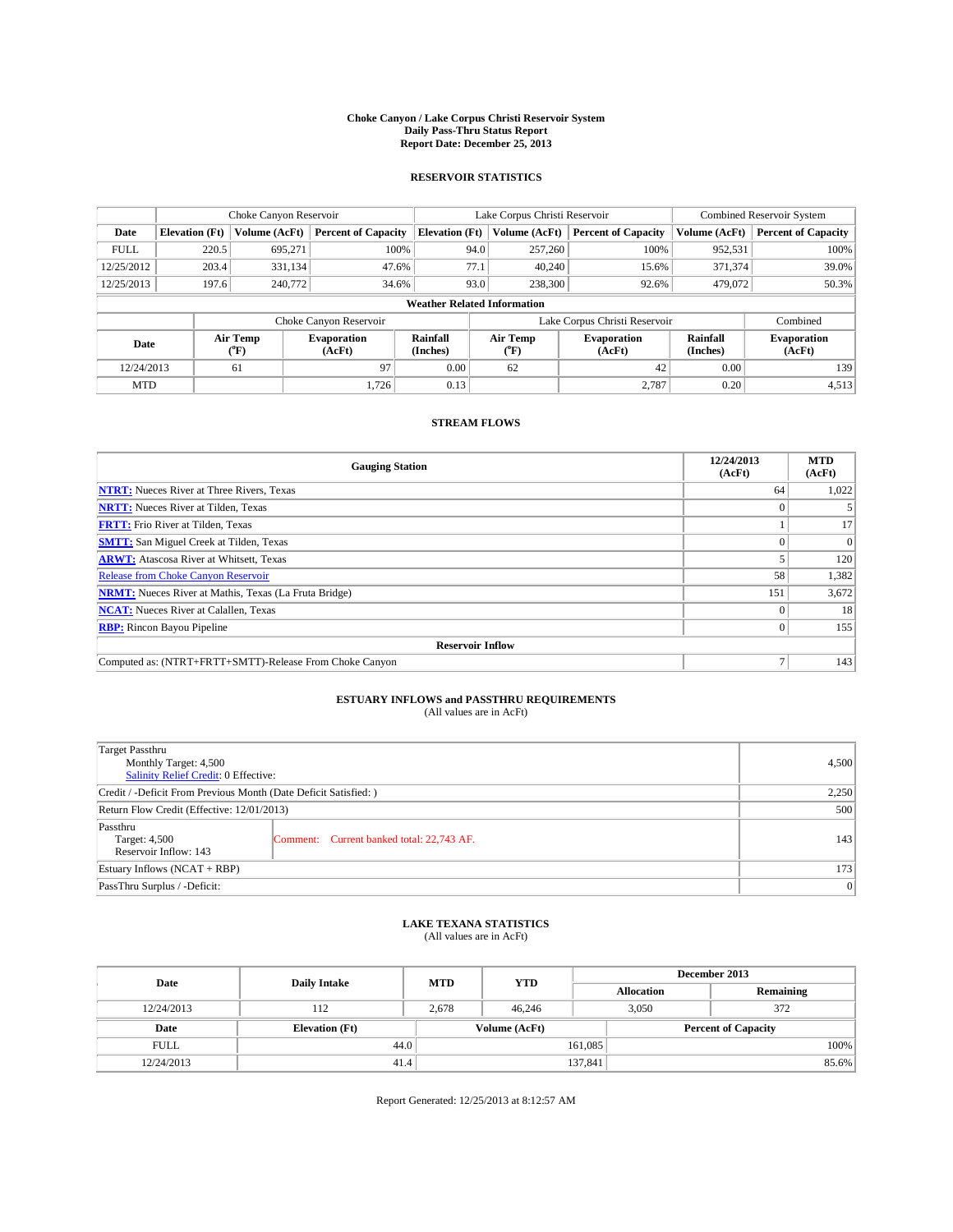# Choke Canyon / Lake Corpus Christi Reservoir System
## Daily Pass-Thru Status Report
### Report Date: December 25, 2013

## RESERVOIR STATISTICS

| | Choke Canyon Reservoir | | | Lake Corpus Christi Reservoir | | | Combined Reservoir System | |
|---|---|---|---|---|---|---|---|---|
| Date | Elevation (Ft) | Volume (AcFt) | Percent of Capacity | Elevation (Ft) | Volume (AcFt) | Percent of Capacity | Volume (AcFt) | Percent of Capacity |
| FULL | 220.5 | 695,271 | 100% | 94.0 | 257,260 | 100% | 952,531 | 100% |
| 12/25/2012 | 203.4 | 331,134 | 47.6% | 77.1 | 40,240 | 15.6% | 371,374 | 39.0% |
| 12/25/2013 | 197.6 | 240,772 | 34.6% | 93.0 | 238,300 | 92.6% | 479,072 | 50.3% |

**Weather Related Information**

| | Choke Canyon Reservoir | | | Lake Corpus Christi Reservoir | | | Combined |
|---|---|---|---|---|---|---|---|
| Date | Air Temp (°F) | Evaporation (AcFt) | Rainfall (Inches) | Air Temp (°F) | Evaporation (AcFt) | Rainfall (Inches) | Evaporation (AcFt) |
| 12/24/2013 | 61 | 97 | 0.00 | 62 | 42 | 0.00 | 139 |
| MTD | | 1,726 | 0.13 | | 2,787 | 0.20 | 4,513 |

## STREAM FLOWS

| Gauging Station | 12/24/2013 (AcFt) | MTD (AcFt) |
|---|---|---|
| **NTRT:** Nueces River at Three Rivers, Texas | 64 | 1,022 |
| **NRTT:** Nueces River at Tilden, Texas | 0 | 5 |
| **FRTT:** Frio River at Tilden, Texas | 1 | 17 |
| **SMTT:** San Miguel Creek at Tilden, Texas | 0 | 0 |
| **ARWT:** Atascosa River at Whitsett, Texas | 5 | 120 |
| Release from Choke Canyon Reservoir | 58 | 1,382 |
| **NRMT:** Nueces River at Mathis, Texas (La Fruta Bridge) | 151 | 3,672 |
| **NCAT:** Nueces River at Calallen, Texas | 0 | 18 |
| **RBP:** Rincon Bayou Pipeline | 0 | 155 |
| **Reservoir Inflow** | | |
| Computed as: (NTRT+FRTT+SMTT)-Release From Choke Canyon | 7 | 143 |

## ESTUARY INFLOWS and PASSTHRU REQUIREMENTS
(All values are in AcFt)

| | |
|---|---|
| Target Passthru<br>Monthly Target: 4,500<br>Salinity Relief Credit: 0 Effective: | 4,500 |
| Credit / -Deficit From Previous Month (Date Deficit Satisfied: ) | 2,250 |
| Return Flow Credit (Effective: 12/01/2013) | 500 |
| Passthru<br>Target: 4,500<br>Reservoir Inflow: 143 — Comment: Current banked total: 22,743 AF. | 143 |
| Estuary Inflows (NCAT + RBP) | 173 |
| PassThru Surplus / -Deficit: | 0 |

## LAKE TEXANA STATISTICS
(All values are in AcFt)

| Date | Daily Intake | MTD | YTD | December 2013 Allocation | December 2013 Remaining |
|---|---|---|---|---|---|
| 12/24/2013 | 112 | 2,678 | 46,246 | 3,050 | 372 |

| Date | Elevation (Ft) | Volume (AcFt) | Percent of Capacity |
|---|---|---|---|
| FULL | 44.0 | 161,085 | 100% |
| 12/24/2013 | 41.4 | 137,841 | 85.6% |

Report Generated: 12/25/2013 at 8:12:57 AM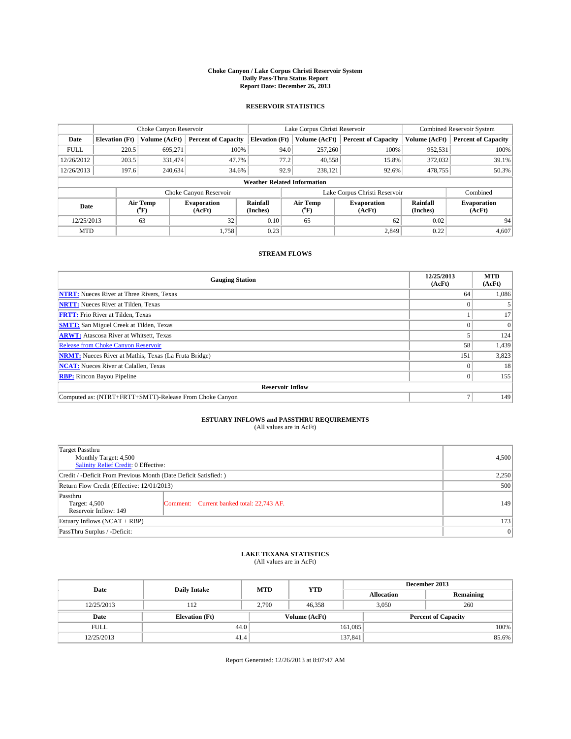**Choke Canyon / Lake Corpus Christi Reservoir System**
**Daily Pass-Thru Status Report**
**Report Date: December 26, 2013**

## RESERVOIR STATISTICS

| | Choke Canyon Reservoir | | | Lake Corpus Christi Reservoir | | | Combined Reservoir System | |
|---|---|---|---|---|---|---|---|---|
| Date | Elevation (Ft) | Volume (AcFt) | Percent of Capacity | Elevation (Ft) | Volume (AcFt) | Percent of Capacity | Volume (AcFt) | Percent of Capacity |
| FULL | 220.5 | 695,271 | 100% | 94.0 | 257,260 | 100% | 952,531 | 100% |
| 12/26/2012 | 203.5 | 331,474 | 47.7% | 77.2 | 40,558 | 15.8% | 372,032 | 39.1% |
| 12/26/2013 | 197.6 | 240,634 | 34.6% | 92.9 | 238,121 | 92.6% | 478,755 | 50.3% |

**Weather Related Information**

| | Choke Canyon Reservoir | | | Lake Corpus Christi Reservoir | | | Combined |
|---|---|---|---|---|---|---|---|
| Date | Air Temp (°F) | Evaporation (AcFt) | Rainfall (Inches) | Air Temp (°F) | Evaporation (AcFt) | Rainfall (Inches) | Evaporation (AcFt) |
| 12/25/2013 | 63 | 32 | 0.10 | 65 | 62 | 0.02 | 94 |
| MTD | | 1,758 | 0.23 | | 2,849 | 0.22 | 4,607 |

## STREAM FLOWS

| Gauging Station | 12/25/2013 (AcFt) | MTD (AcFt) |
|---|---|---|
| **NTRT:** Nueces River at Three Rivers, Texas | 64 | 1,086 |
| **NRTT:** Nueces River at Tilden, Texas | 0 | 5 |
| **FRTT:** Frio River at Tilden, Texas | 1 | 17 |
| **SMTT:** San Miguel Creek at Tilden, Texas | 0 | 0 |
| **ARWT:** Atascosa River at Whitsett, Texas | 5 | 124 |
| Release from Choke Canyon Reservoir | 58 | 1,439 |
| **NRMT:** Nueces River at Mathis, Texas (La Fruta Bridge) | 151 | 3,823 |
| **NCAT:** Nueces River at Calallen, Texas | 0 | 18 |
| **RBP:** Rincon Bayou Pipeline | 0 | 155 |
| **Reservoir Inflow** | | |
| Computed as: (NTRT+FRTT+SMTT)-Release From Choke Canyon | 7 | 149 |

## ESTUARY INFLOWS and PASSTHRU REQUIREMENTS
(All values are in AcFt)

| | | |
|---|---|---|
| Target Passthru<br>Monthly Target: 4,500<br>Salinity Relief Credit: 0 Effective: | | 4,500 |
| Credit / -Deficit From Previous Month (Date Deficit Satisfied: ) | | 2,250 |
| Return Flow Credit (Effective: 12/01/2013) | | 500 |
| Passthru<br>Target: 4,500<br>Reservoir Inflow: 149 | Comment: Current banked total: 22,743 AF. | 149 |
| Estuary Inflows (NCAT + RBP) | | 173 |
| PassThru Surplus / -Deficit: | | 0 |

## LAKE TEXANA STATISTICS
(All values are in AcFt)

| Date | Daily Intake | MTD | YTD | December 2013 Allocation | December 2013 Remaining |
|---|---|---|---|---|---|
| 12/25/2013 | 112 | 2,790 | 46,358 | 3,050 | 260 |

| Date | Elevation (Ft) | Volume (AcFt) | Percent of Capacity |
|---|---|---|---|
| FULL | 44.0 | 161,085 | 100% |
| 12/25/2013 | 41.4 | 137,841 | 85.6% |

Report Generated: 12/26/2013 at 8:07:47 AM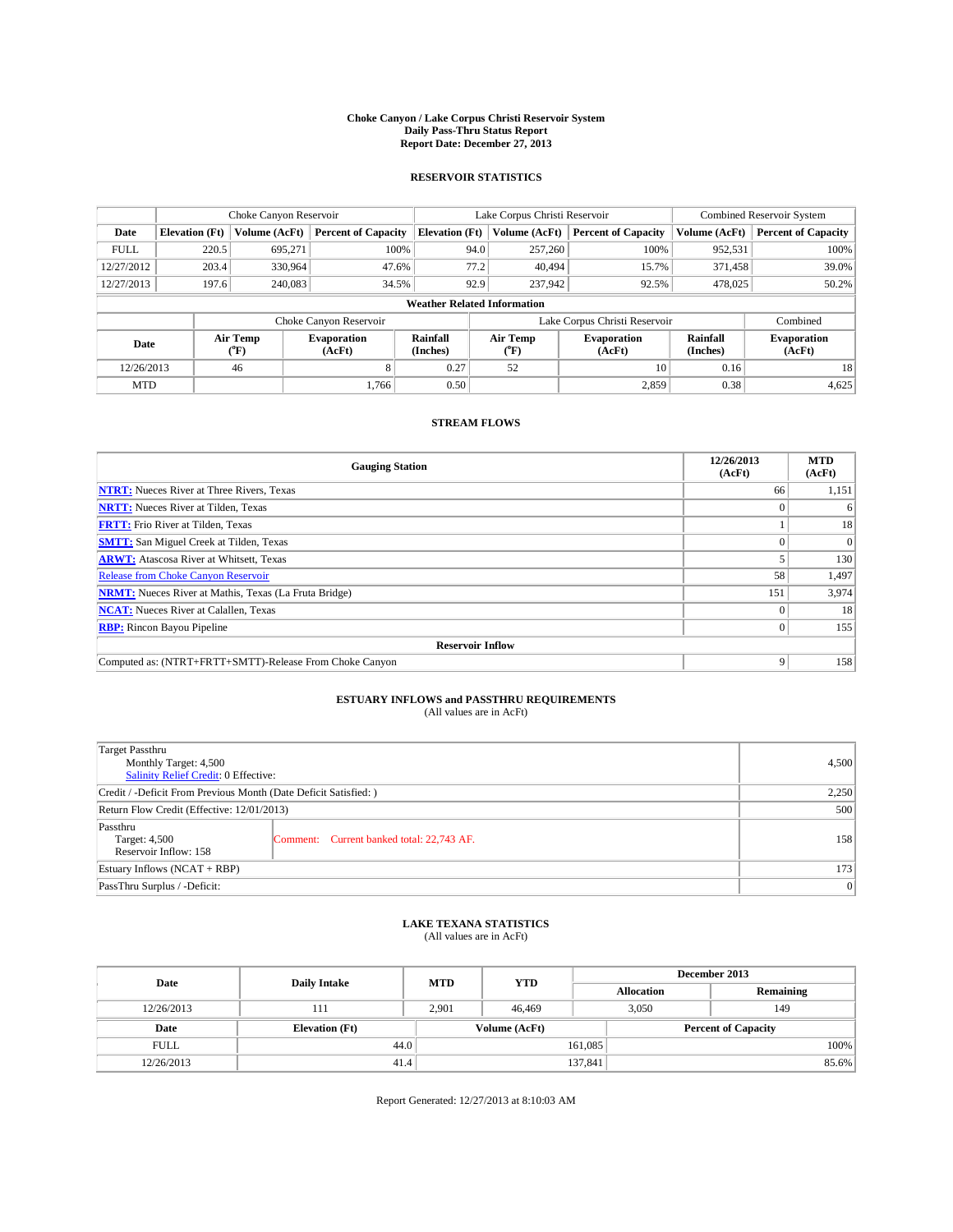**Choke Canyon / Lake Corpus Christi Reservoir System**
**Daily Pass-Thru Status Report**
**Report Date: December 27, 2013**

## RESERVOIR STATISTICS

| | Choke Canyon Reservoir | | | Lake Corpus Christi Reservoir | | | Combined Reservoir System | |
|---|---|---|---|---|---|---|---|---|
| Date | Elevation (Ft) | Volume (AcFt) | Percent of Capacity | Elevation (Ft) | Volume (AcFt) | Percent of Capacity | Volume (AcFt) | Percent of Capacity |
| FULL | 220.5 | 695,271 | 100% | 94.0 | 257,260 | 100% | 952,531 | 100% |
| 12/27/2012 | 203.4 | 330,964 | 47.6% | 77.2 | 40,494 | 15.7% | 371,458 | 39.0% |
| 12/27/2013 | 197.6 | 240,083 | 34.5% | 92.9 | 237,942 | 92.5% | 478,025 | 50.2% |

**Weather Related Information**

| | Choke Canyon Reservoir | | | Lake Corpus Christi Reservoir | | | Combined |
|---|---|---|---|---|---|---|---|
| Date | Air Temp (°F) | Evaporation (AcFt) | Rainfall (Inches) | Air Temp (°F) | Evaporation (AcFt) | Rainfall (Inches) | Evaporation (AcFt) |
| 12/26/2013 | 46 | 8 | 0.27 | 52 | 10 | 0.16 | 18 |
| MTD | | 1,766 | 0.50 | | 2,859 | 0.38 | 4,625 |

## STREAM FLOWS

| Gauging Station | 12/26/2013 (AcFt) | MTD (AcFt) |
|---|---|---|
| **NTRT:** Nueces River at Three Rivers, Texas | 66 | 1,151 |
| **NRTT:** Nueces River at Tilden, Texas | 0 | 6 |
| **FRTT:** Frio River at Tilden, Texas | 1 | 18 |
| **SMTT:** San Miguel Creek at Tilden, Texas | 0 | 0 |
| **ARWT:** Atascosa River at Whitsett, Texas | 5 | 130 |
| Release from Choke Canyon Reservoir | 58 | 1,497 |
| **NRMT:** Nueces River at Mathis, Texas (La Fruta Bridge) | 151 | 3,974 |
| **NCAT:** Nueces River at Calallen, Texas | 0 | 18 |
| **RBP:** Rincon Bayou Pipeline | 0 | 155 |
| **Reservoir Inflow** | | |
| Computed as: (NTRT+FRTT+SMTT)-Release From Choke Canyon | 9 | 158 |

## ESTUARY INFLOWS and PASSTHRU REQUIREMENTS
(All values are in AcFt)

| | |
|---|---|
| Target Passthru<br>Monthly Target: 4,500<br>Salinity Relief Credit: 0 Effective: | 4,500 |
| Credit / -Deficit From Previous Month (Date Deficit Satisfied: ) | 2,250 |
| Return Flow Credit (Effective: 12/01/2013) | 500 |
| Passthru<br>Target: 4,500<br>Reservoir Inflow: 158 — Comment: Current banked total: 22,743 AF. | 158 |
| Estuary Inflows (NCAT + RBP) | 173 |
| PassThru Surplus / -Deficit: | 0 |

## LAKE TEXANA STATISTICS
(All values are in AcFt)

| Date | Daily Intake | MTD | YTD | December 2013 Allocation | December 2013 Remaining |
|---|---|---|---|---|---|
| 12/26/2013 | 111 | 2,901 | 46,469 | 3,050 | 149 |

| Date | Elevation (Ft) | Volume (AcFt) | Percent of Capacity |
|---|---|---|---|
| FULL | 44.0 | 161,085 | 100% |
| 12/26/2013 | 41.4 | 137,841 | 85.6% |

Report Generated: 12/27/2013 at 8:10:03 AM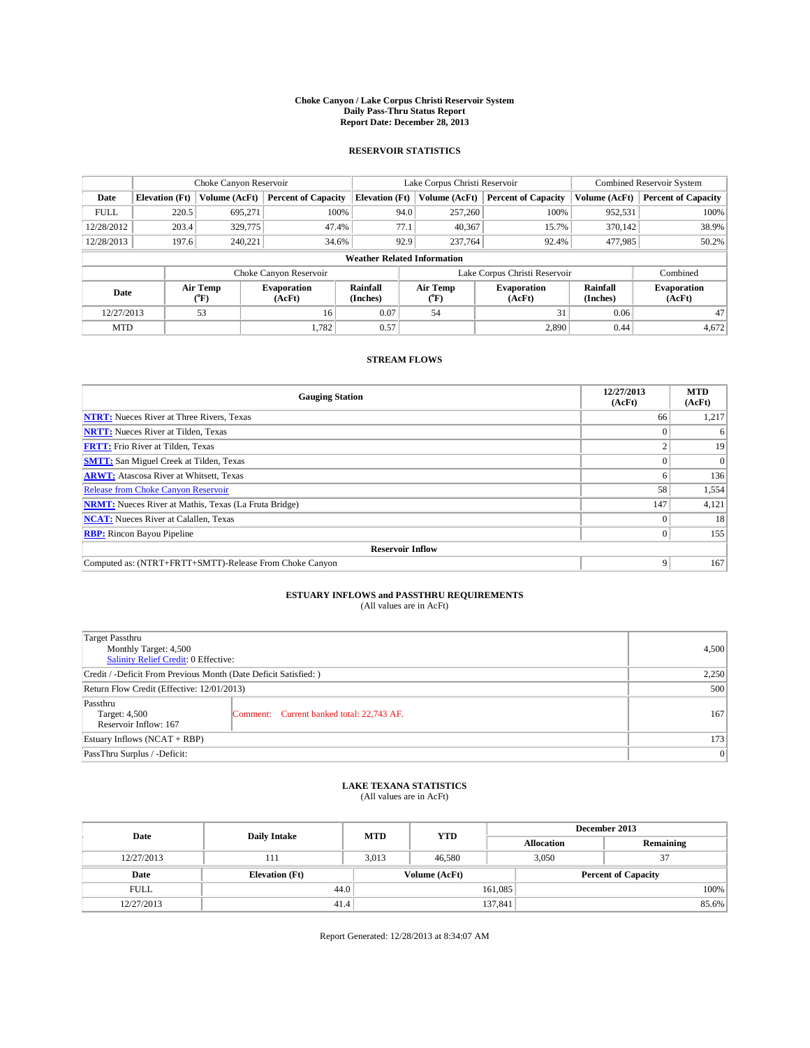**Choke Canyon / Lake Corpus Christi Reservoir System**
**Daily Pass-Thru Status Report**
**Report Date: December 28, 2013**

## RESERVOIR STATISTICS

| | Choke Canyon Reservoir | | | Lake Corpus Christi Reservoir | | | Combined Reservoir System | |
|---|---|---|---|---|---|---|---|---|
| **Date** | **Elevation (Ft)** | **Volume (AcFt)** | **Percent of Capacity** | **Elevation (Ft)** | **Volume (AcFt)** | **Percent of Capacity** | **Volume (AcFt)** | **Percent of Capacity** |
| FULL | 220.5 | 695,271 | 100% | 94.0 | 257,260 | 100% | 952,531 | 100% |
| 12/28/2012 | 203.4 | 329,775 | 47.4% | 77.1 | 40,367 | 15.7% | 370,142 | 38.9% |
| 12/28/2013 | 197.6 | 240,221 | 34.6% | 92.9 | 237,764 | 92.4% | 477,985 | 50.2% |

**Weather Related Information**

| | Choke Canyon Reservoir | | | Lake Corpus Christi Reservoir | | | Combined |
|---|---|---|---|---|---|---|---|
| **Date** | **Air Temp (°F)** | **Evaporation (AcFt)** | **Rainfall (Inches)** | **Air Temp (°F)** | **Evaporation (AcFt)** | **Rainfall (Inches)** | **Evaporation (AcFt)** |
| 12/27/2013 | 53 | 16 | 0.07 | 54 | 31 | 0.06 | 47 |
| MTD | | 1,782 | 0.57 | | 2,890 | 0.44 | 4,672 |

## STREAM FLOWS

| Gauging Station | 12/27/2013 (AcFt) | MTD (AcFt) |
|---|---|---|
| **NTRT:** Nueces River at Three Rivers, Texas | 66 | 1,217 |
| **NRTT:** Nueces River at Tilden, Texas | 0 | 6 |
| **FRTT:** Frio River at Tilden, Texas | 2 | 19 |
| **SMTT:** San Miguel Creek at Tilden, Texas | 0 | 0 |
| **ARWT:** Atascosa River at Whitsett, Texas | 6 | 136 |
| Release from Choke Canyon Reservoir | 58 | 1,554 |
| **NRMT:** Nueces River at Mathis, Texas (La Fruta Bridge) | 147 | 4,121 |
| **NCAT:** Nueces River at Calallen, Texas | 0 | 18 |
| **RBP:** Rincon Bayou Pipeline | 0 | 155 |
| **Reservoir Inflow** | | |
| Computed as: (NTRT+FRTT+SMTT)-Release From Choke Canyon | 9 | 167 |

## ESTUARY INFLOWS and PASSTHRU REQUIREMENTS

(All values are in AcFt)

| | | |
|---|---|---|
| Target Passthru<br>Monthly Target: 4,500<br>Salinity Relief Credit: 0 Effective: | | 4,500 |
| Credit / -Deficit From Previous Month (Date Deficit Satisfied: ) | | 2,250 |
| Return Flow Credit (Effective: 12/01/2013) | | 500 |
| Passthru<br>Target: 4,500<br>Reservoir Inflow: 167 | Comment: Current banked total: 22,743 AF. | 167 |
| Estuary Inflows (NCAT + RBP) | | 173 |
| PassThru Surplus / -Deficit: | | 0 |

## LAKE TEXANA STATISTICS

(All values are in AcFt)

| Date | Daily Intake | MTD | YTD | December 2013 Allocation | December 2013 Remaining |
|---|---|---|---|---|---|
| 12/27/2013 | 111 | 3,013 | 46,580 | 3,050 | 37 |

| Date | Elevation (Ft) | Volume (AcFt) | Percent of Capacity |
|---|---|---|---|
| FULL | 44.0 | 161,085 | 100% |
| 12/27/2013 | 41.4 | 137,841 | 85.6% |

Report Generated: 12/28/2013 at 8:34:07 AM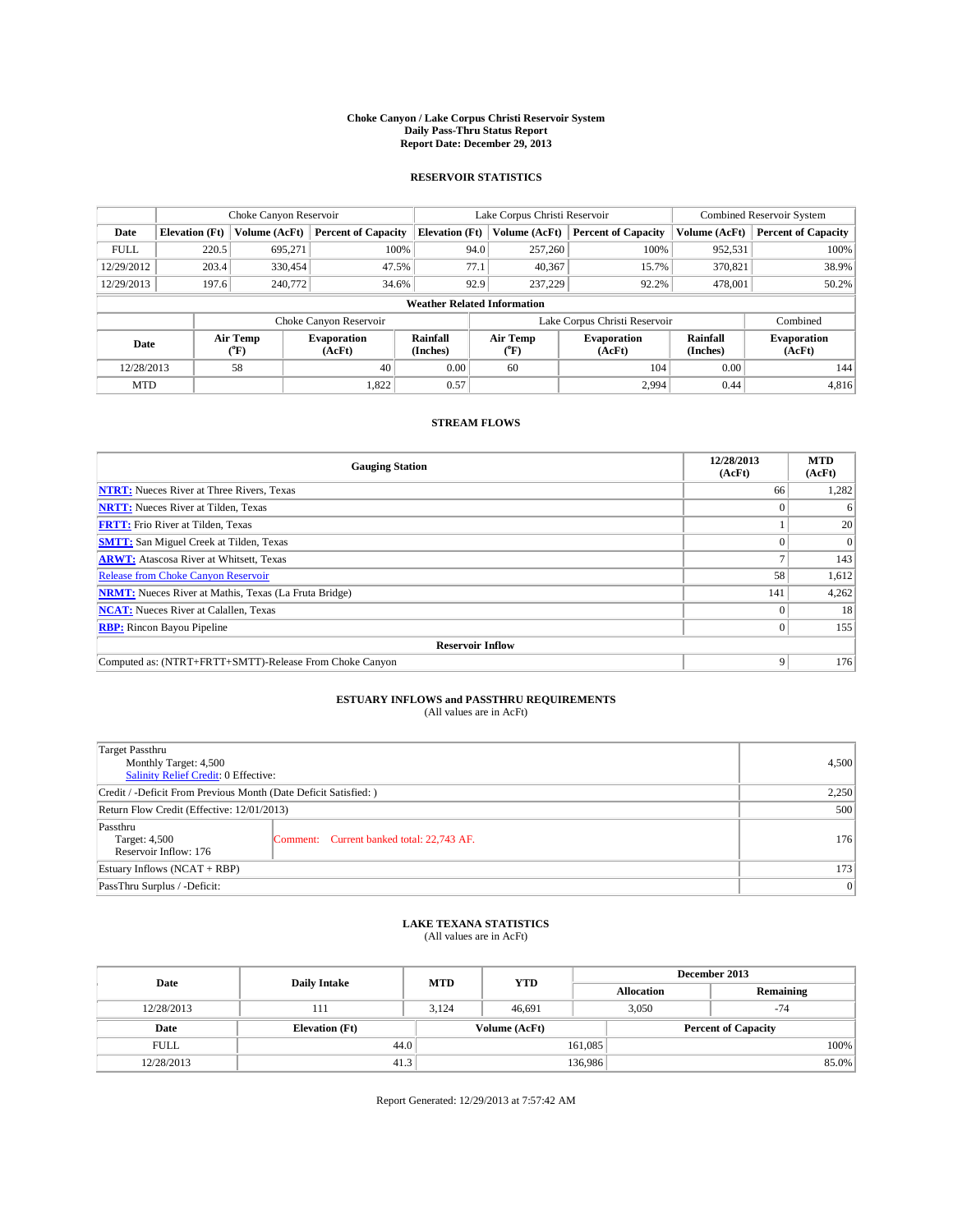**Choke Canyon / Lake Corpus Christi Reservoir System**
**Daily Pass-Thru Status Report**
**Report Date: December 29, 2013**

## RESERVOIR STATISTICS

| | Choke Canyon Reservoir | | | Lake Corpus Christi Reservoir | | | Combined Reservoir System | |
|---|---|---|---|---|---|---|---|---|
| Date | Elevation (Ft) | Volume (AcFt) | Percent of Capacity | Elevation (Ft) | Volume (AcFt) | Percent of Capacity | Volume (AcFt) | Percent of Capacity |
| FULL | 220.5 | 695,271 | 100% | 94.0 | 257,260 | 100% | 952,531 | 100% |
| 12/29/2012 | 203.4 | 330,454 | 47.5% | 77.1 | 40,367 | 15.7% | 370,821 | 38.9% |
| 12/29/2013 | 197.6 | 240,772 | 34.6% | 92.9 | 237,229 | 92.2% | 478,001 | 50.2% |

**Weather Related Information**

| | Choke Canyon Reservoir | | | Lake Corpus Christi Reservoir | | | Combined |
|---|---|---|---|---|---|---|---|
| Date | Air Temp (°F) | Evaporation (AcFt) | Rainfall (Inches) | Air Temp (°F) | Evaporation (AcFt) | Rainfall (Inches) | Evaporation (AcFt) |
| 12/28/2013 | 58 | 40 | 0.00 | 60 | 104 | 0.00 | 144 |
| MTD | | 1,822 | 0.57 | | 2,994 | 0.44 | 4,816 |

## STREAM FLOWS

| Gauging Station | 12/28/2013 (AcFt) | MTD (AcFt) |
|---|---|---|
| NTRT: Nueces River at Three Rivers, Texas | 66 | 1,282 |
| NRTT: Nueces River at Tilden, Texas | 0 | 6 |
| FRTT: Frio River at Tilden, Texas | 1 | 20 |
| SMTT: San Miguel Creek at Tilden, Texas | 0 | 0 |
| ARWT: Atascosa River at Whitsett, Texas | 7 | 143 |
| Release from Choke Canyon Reservoir | 58 | 1,612 |
| NRMT: Nueces River at Mathis, Texas (La Fruta Bridge) | 141 | 4,262 |
| NCAT: Nueces River at Calallen, Texas | 0 | 18 |
| RBP: Rincon Bayou Pipeline | 0 | 155 |
| **Reservoir Inflow** | | |
| Computed as: (NTRT+FRTT+SMTT)-Release From Choke Canyon | 9 | 176 |

## ESTUARY INFLOWS and PASSTHRU REQUIREMENTS

(All values are in AcFt)

| | | |
|---|---|---|
| Target Passthru<br>Monthly Target: 4,500<br>Salinity Relief Credit: 0 Effective: | | 4,500 |
| Credit / -Deficit From Previous Month (Date Deficit Satisfied: ) | | 2,250 |
| Return Flow Credit (Effective: 12/01/2013) | | 500 |
| Passthru<br>Target: 4,500<br>Reservoir Inflow: 176 | Comment: Current banked total: 22,743 AF. | 176 |
| Estuary Inflows (NCAT + RBP) | | 173 |
| PassThru Surplus / -Deficit: | | 0 |

## LAKE TEXANA STATISTICS

(All values are in AcFt)

| Date | Daily Intake | MTD | YTD | December 2013 Allocation | December 2013 Remaining |
|---|---|---|---|---|---|
| 12/28/2013 | 111 | 3,124 | 46,691 | 3,050 | -74 |

| Date | Elevation (Ft) | Volume (AcFt) | Percent of Capacity |
|---|---|---|---|
| FULL | 44.0 | 161,085 | 100% |
| 12/28/2013 | 41.3 | 136,986 | 85.0% |

Report Generated: 12/29/2013 at 7:57:42 AM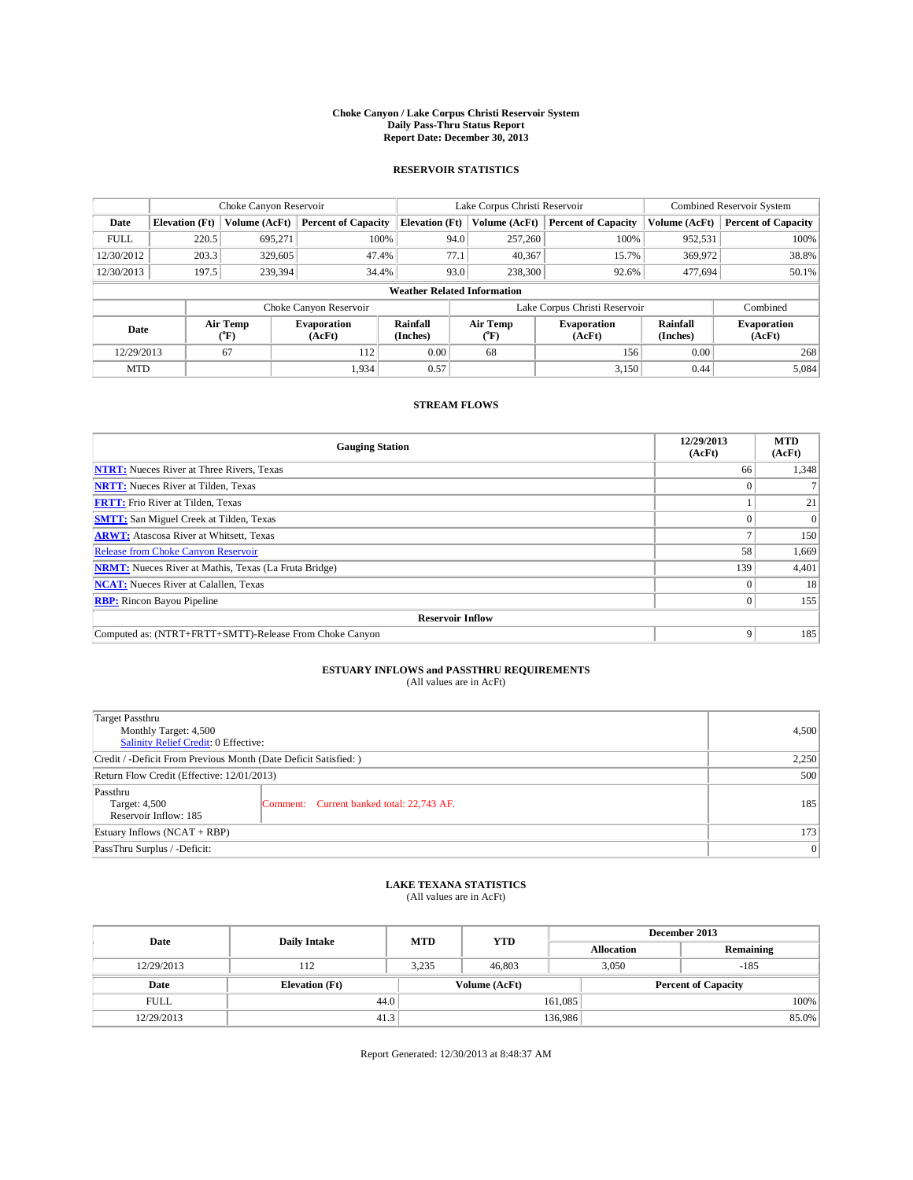# Choke Canyon / Lake Corpus Christi Reservoir System
## Daily Pass-Thru Status Report
## Report Date: December 30, 2013

### RESERVOIR STATISTICS

| | Choke Canyon Reservoir | | | Lake Corpus Christi Reservoir | | | Combined Reservoir System | |
|---|---|---|---|---|---|---|---|---|
| Date | Elevation (Ft) | Volume (AcFt) | Percent of Capacity | Elevation (Ft) | Volume (AcFt) | Percent of Capacity | Volume (AcFt) | Percent of Capacity |
| FULL | 220.5 | 695,271 | 100% | 94.0 | 257,260 | 100% | 952,531 | 100% |
| 12/30/2012 | 203.3 | 329,605 | 47.4% | 77.1 | 40,367 | 15.7% | 369,972 | 38.8% |
| 12/30/2013 | 197.5 | 239,394 | 34.4% | 93.0 | 238,300 | 92.6% | 477,694 | 50.1% |

**Weather Related Information**

| | Choke Canyon Reservoir | | | Lake Corpus Christi Reservoir | | | Combined |
|---|---|---|---|---|---|---|---|
| Date | Air Temp (°F) | Evaporation (AcFt) | Rainfall (Inches) | Air Temp (°F) | Evaporation (AcFt) | Rainfall (Inches) | Evaporation (AcFt) |
| 12/29/2013 | 67 | 112 | 0.00 | 68 | 156 | 0.00 | 268 |
| MTD | | 1,934 | 0.57 | | 3,150 | 0.44 | 5,084 |

### STREAM FLOWS

| Gauging Station | 12/29/2013 (AcFt) | MTD (AcFt) |
|---|---|---|
| NTRT: Nueces River at Three Rivers, Texas | 66 | 1,348 |
| NRTT: Nueces River at Tilden, Texas | 0 | 7 |
| FRTT: Frio River at Tilden, Texas | 1 | 21 |
| SMTT: San Miguel Creek at Tilden, Texas | 0 | 0 |
| ARWT: Atascosa River at Whitsett, Texas | 7 | 150 |
| Release from Choke Canyon Reservoir | 58 | 1,669 |
| NRMT: Nueces River at Mathis, Texas (La Fruta Bridge) | 139 | 4,401 |
| NCAT: Nueces River at Calallen, Texas | 0 | 18 |
| RBP: Rincon Bayou Pipeline | 0 | 155 |
| **Reservoir Inflow** | | |
| Computed as: (NTRT+FRTT+SMTT)-Release From Choke Canyon | 9 | 185 |

### ESTUARY INFLOWS and PASSTHRU REQUIREMENTS
(All values are in AcFt)

| | |
|---|---|
| Target Passthru<br>Monthly Target: 4,500<br>Salinity Relief Credit: 0 Effective: | 4,500 |
| Credit / -Deficit From Previous Month (Date Deficit Satisfied: ) | 2,250 |
| Return Flow Credit (Effective: 12/01/2013) | 500 |
| Passthru<br>Target: 4,500<br>Reservoir Inflow: 185 — Comment: Current banked total: 22,743 AF. | 185 |
| Estuary Inflows (NCAT + RBP) | 173 |
| PassThru Surplus / -Deficit: | 0 |

### LAKE TEXANA STATISTICS
(All values are in AcFt)

| Date | Daily Intake | MTD | YTD | December 2013 Allocation | December 2013 Remaining |
|---|---|---|---|---|---|
| 12/29/2013 | 112 | 3,235 | 46,803 | 3,050 | -185 |

| Date | Elevation (Ft) | Volume (AcFt) | Percent of Capacity |
|---|---|---|---|
| FULL | 44.0 | 161,085 | 100% |
| 12/29/2013 | 41.3 | 136,986 | 85.0% |

Report Generated: 12/30/2013 at 8:48:37 AM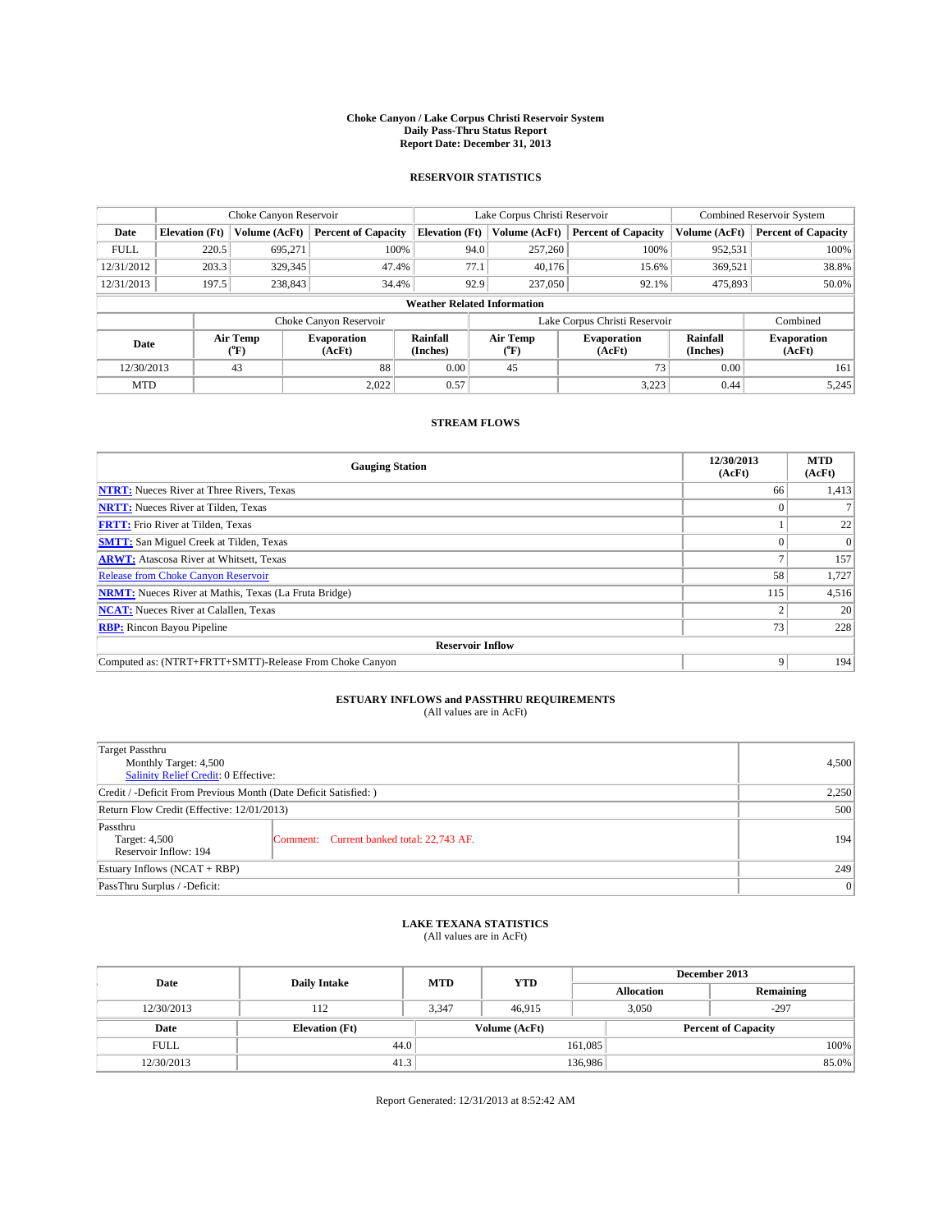**Choke Canyon / Lake Corpus Christi Reservoir System**
**Daily Pass-Thru Status Report**
**Report Date: December 31, 2013**

## RESERVOIR STATISTICS

| | Choke Canyon Reservoir | | | Lake Corpus Christi Reservoir | | | Combined Reservoir System | |
|---|---|---|---|---|---|---|---|---|
| Date | Elevation (Ft) | Volume (AcFt) | Percent of Capacity | Elevation (Ft) | Volume (AcFt) | Percent of Capacity | Volume (AcFt) | Percent of Capacity |
| FULL | 220.5 | 695,271 | 100% | 94.0 | 257,260 | 100% | 952,531 | 100% |
| 12/31/2012 | 203.3 | 329,345 | 47.4% | 77.1 | 40,176 | 15.6% | 369,521 | 38.8% |
| 12/31/2013 | 197.5 | 238,843 | 34.4% | 92.9 | 237,050 | 92.1% | 475,893 | 50.0% |

**Weather Related Information**

| | Choke Canyon Reservoir | | | Lake Corpus Christi Reservoir | | | Combined |
|---|---|---|---|---|---|---|---|
| Date | Air Temp (°F) | Evaporation (AcFt) | Rainfall (Inches) | Air Temp (°F) | Evaporation (AcFt) | Rainfall (Inches) | Evaporation (AcFt) |
| 12/30/2013 | 43 | 88 | 0.00 | 45 | 73 | 0.00 | 161 |
| MTD | | 2,022 | 0.57 | | 3,223 | 0.44 | 5,245 |

## STREAM FLOWS

| Gauging Station | 12/30/2013 (AcFt) | MTD (AcFt) |
|---|---|---|
| **NTRT:** Nueces River at Three Rivers, Texas | 66 | 1,413 |
| **NRTT:** Nueces River at Tilden, Texas | 0 | 7 |
| **FRTT:** Frio River at Tilden, Texas | 1 | 22 |
| **SMTT:** San Miguel Creek at Tilden, Texas | 0 | 0 |
| **ARWT:** Atascosa River at Whitsett, Texas | 7 | 157 |
| Release from Choke Canyon Reservoir | 58 | 1,727 |
| **NRMT:** Nueces River at Mathis, Texas (La Fruta Bridge) | 115 | 4,516 |
| **NCAT:** Nueces River at Calallen, Texas | 2 | 20 |
| **RBP:** Rincon Bayou Pipeline | 73 | 228 |
| **Reservoir Inflow** | | |
| Computed as: (NTRT+FRTT+SMTT)-Release From Choke Canyon | 9 | 194 |

## ESTUARY INFLOWS and PASSTHRU REQUIREMENTS
(All values are in AcFt)

| | | |
|---|---|---|
| Target Passthru<br>Monthly Target: 4,500<br>Salinity Relief Credit: 0 Effective: | | 4,500 |
| Credit / -Deficit From Previous Month (Date Deficit Satisfied: ) | | 2,250 |
| Return Flow Credit (Effective: 12/01/2013) | | 500 |
| Passthru<br>Target: 4,500<br>Reservoir Inflow: 194 | Comment: Current banked total: 22,743 AF. | 194 |
| Estuary Inflows (NCAT + RBP) | | 249 |
| PassThru Surplus / -Deficit: | | 0 |

## LAKE TEXANA STATISTICS
(All values are in AcFt)

| Date | Daily Intake | MTD | YTD | December 2013 | |
|---|---|---|---|---|---|
| | | | | Allocation | Remaining |
| 12/30/2013 | 112 | 3,347 | 46,915 | 3,050 | -297 |

| Date | Elevation (Ft) | Volume (AcFt) | Percent of Capacity |
|---|---|---|---|
| FULL | 44.0 | 161,085 | 100% |
| 12/30/2013 | 41.3 | 136,986 | 85.0% |

Report Generated: 12/31/2013 at 8:52:42 AM